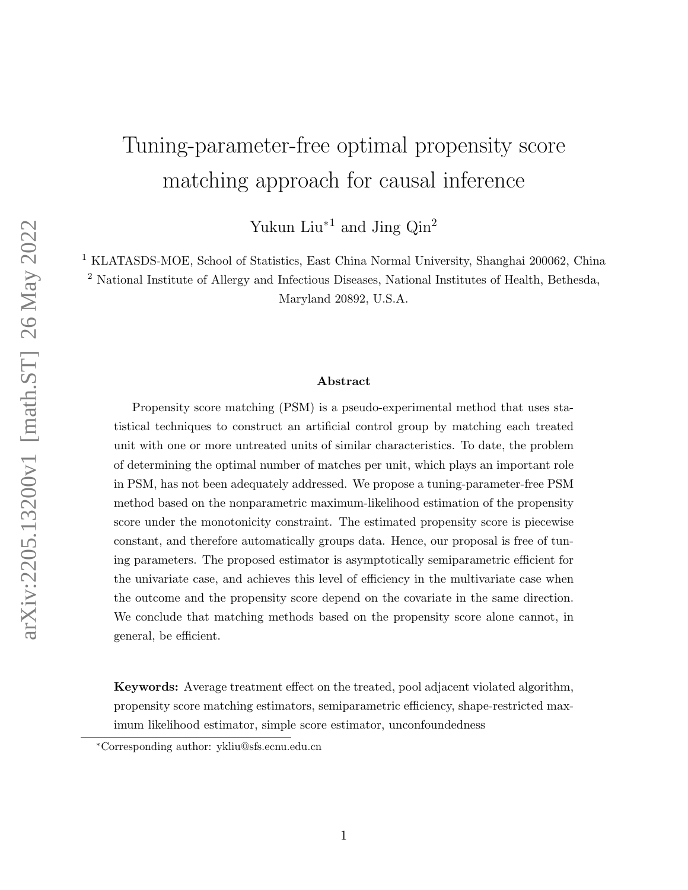# Tuning-parameter-free optimal propensity score matching approach for causal inference

Yukun Liu*[1] and Jing Qin[2]

[1] KLATASDS-MOE, School of Statistics, East China Normal University, Shanghai 200062, China

[2] National Institute of Allergy and Infectious Diseases, National Institutes of Health, Bethesda, Maryland 20892, U.S.A.

### Abstract

Propensity score matching (PSM) is a pseudo-experimental method that uses statistical techniques to construct an artificial control group by matching each treated unit with one or more untreated units of similar characteristics. To date, the problem of determining the optimal number of matches per unit, which plays an important role in PSM, has not been adequately addressed. We propose a tuning-parameter-free PSM method based on the nonparametric maximum-likelihood estimation of the propensity score under the monotonicity constraint. The estimated propensity score is piecewise constant, and therefore automatically groups data. Hence, our proposal is free of tuning parameters. The proposed estimator is asymptotically semiparametric efficient for the univariate case, and achieves this level of efficiency in the multivariate case when the outcome and the propensity score depend on the covariate in the same direction. We conclude that matching methods based on the propensity score alone cannot, in general, be efficient.

**Keywords:** Average treatment effect on the treated, pool adjacent violated algorithm, propensity score matching estimators, semiparametric efficiency, shape-restricted maximum likelihood estimator, simple score estimator, unconfoundedness

*Corresponding author: ykliu@sfs.ecnu.edu.cn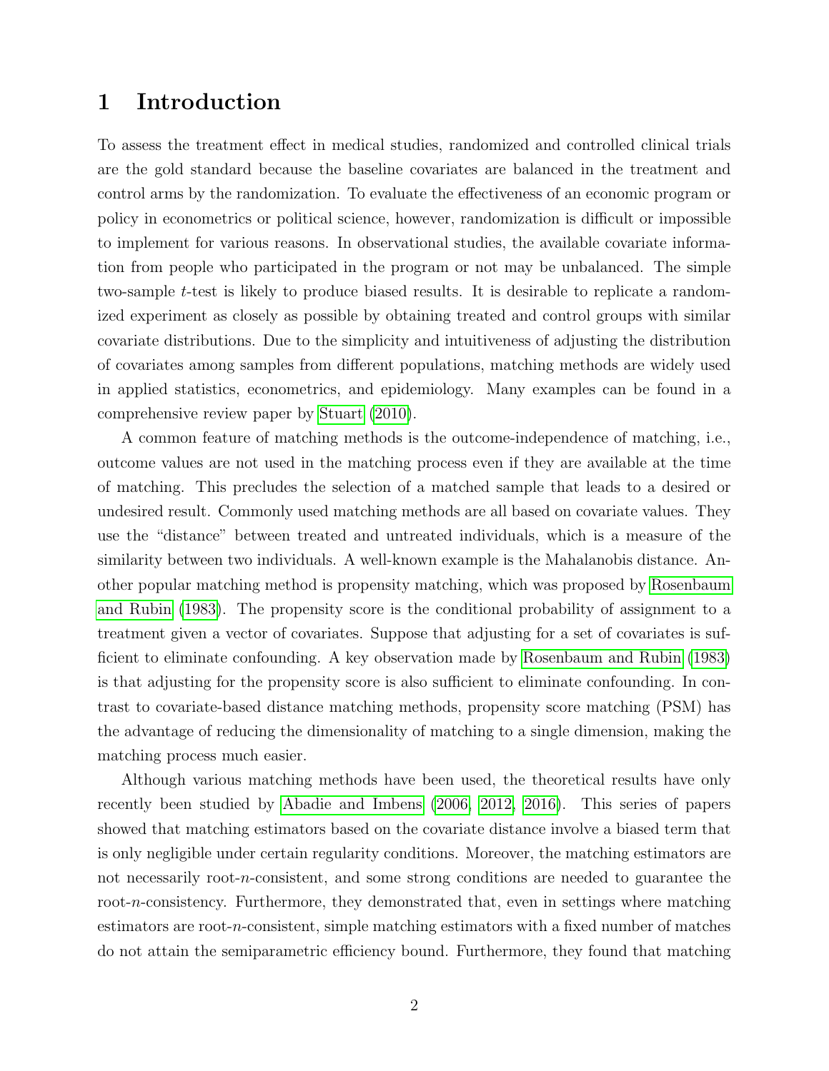# 1 Introduction

To assess the treatment effect in medical studies, randomized and controlled clinical trials are the gold standard because the baseline covariates are balanced in the treatment and control arms by the randomization. To evaluate the effectiveness of an economic program or policy in econometrics or political science, however, randomization is difficult or impossible to implement for various reasons. In observational studies, the available covariate information from people who participated in the program or not may be unbalanced. The simple two-sample $t$-test is likely to produce biased results. It is desirable to replicate a randomized experiment as closely as possible by obtaining treated and control groups with similar covariate distributions. Due to the simplicity and intuitiveness of adjusting the distribution of covariates among samples from different populations, matching methods are widely used in applied statistics, econometrics, and epidemiology. Many examples can be found in a comprehensive review paper by Stuart (2010).

A common feature of matching methods is the outcome-independence of matching, i.e., outcome values are not used in the matching process even if they are available at the time of matching. This precludes the selection of a matched sample that leads to a desired or undesired result. Commonly used matching methods are all based on covariate values. They use the "distance" between treated and untreated individuals, which is a measure of the similarity between two individuals. A well-known example is the Mahalanobis distance. Another popular matching method is propensity matching, which was proposed by Rosenbaum and Rubin (1983). The propensity score is the conditional probability of assignment to a treatment given a vector of covariates. Suppose that adjusting for a set of covariates is sufficient to eliminate confounding. A key observation made by Rosenbaum and Rubin (1983) is that adjusting for the propensity score is also sufficient to eliminate confounding. In contrast to covariate-based distance matching methods, propensity score matching (PSM) has the advantage of reducing the dimensionality of matching to a single dimension, making the matching process much easier.

Although various matching methods have been used, the theoretical results have only recently been studied by Abadie and Imbens (2006, 2012, 2016). This series of papers showed that matching estimators based on the covariate distance involve a biased term that is only negligible under certain regularity conditions. Moreover, the matching estimators are not necessarily root-$n$-consistent, and some strong conditions are needed to guarantee the root-$n$-consistency. Furthermore, they demonstrated that, even in settings where matching estimators are root-$n$-consistent, simple matching estimators with a fixed number of matches do not attain the semiparametric efficiency bound. Furthermore, they found that matching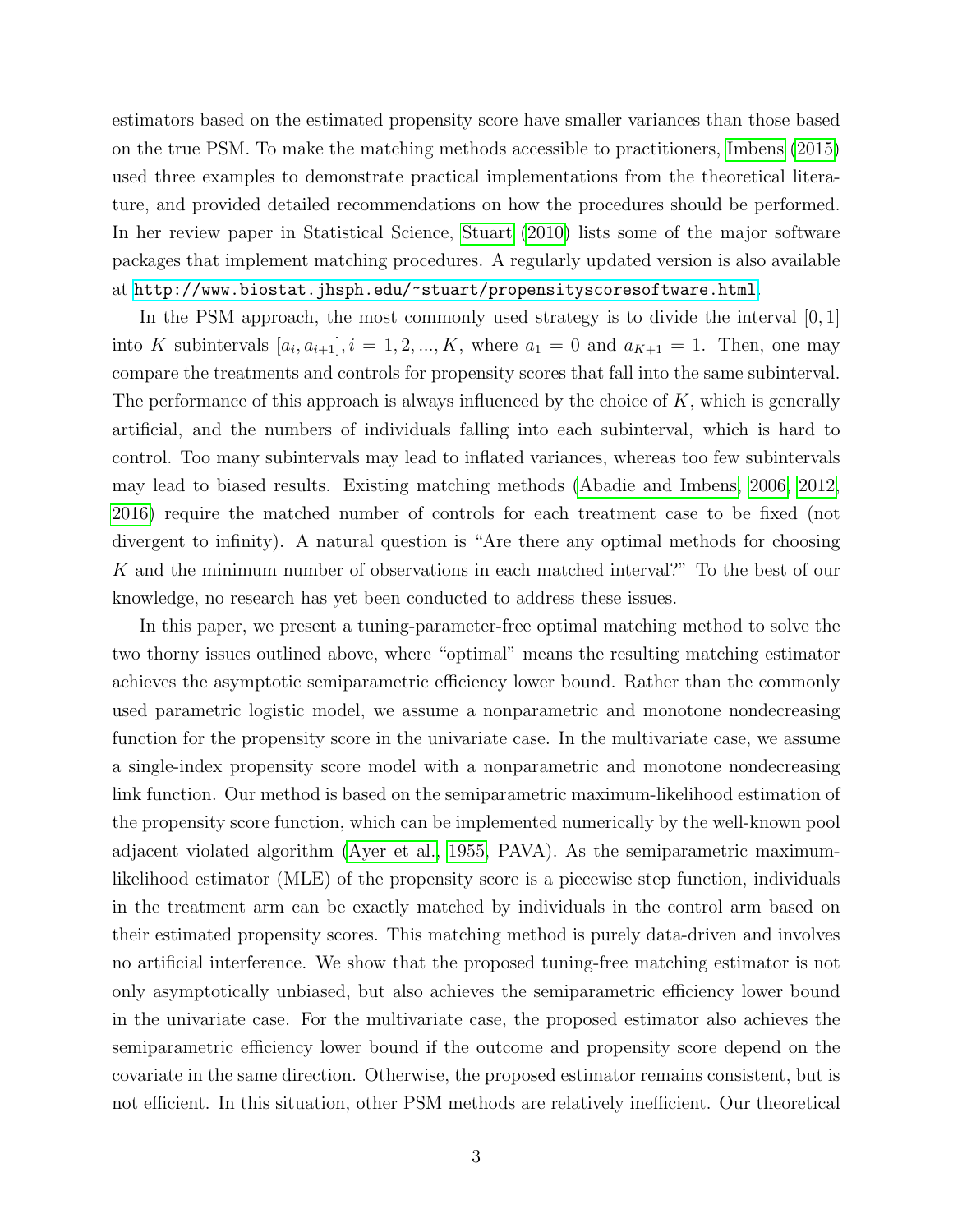estimators based on the estimated propensity score have smaller variances than those based on the true PSM. To make the matching methods accessible to practitioners, Imbens (2015) used three examples to demonstrate practical implementations from the theoretical literature, and provided detailed recommendations on how the procedures should be performed. In her review paper in Statistical Science, Stuart (2010) lists some of the major software packages that implement matching procedures. A regularly updated version is also available at http://www.biostat.jhsph.edu/~stuart/propensityscoresoftware.html.

In the PSM approach, the most commonly used strategy is to divide the interval $[0, 1]$ into $K$ subintervals $[a_i, a_{i+1}], i = 1, 2, ..., K$, where $a_1 = 0$ and $a_{K+1} = 1$. Then, one may compare the treatments and controls for propensity scores that fall into the same subinterval. The performance of this approach is always influenced by the choice of $K$, which is generally artificial, and the numbers of individuals falling into each subinterval, which is hard to control. Too many subintervals may lead to inflated variances, whereas too few subintervals may lead to biased results. Existing matching methods (Abadie and Imbens, 2006, 2012, 2016) require the matched number of controls for each treatment case to be fixed (not divergent to infinity). A natural question is "Are there any optimal methods for choosing $K$ and the minimum number of observations in each matched interval?" To the best of our knowledge, no research has yet been conducted to address these issues.

In this paper, we present a tuning-parameter-free optimal matching method to solve the two thorny issues outlined above, where "optimal" means the resulting matching estimator achieves the asymptotic semiparametric efficiency lower bound. Rather than the commonly used parametric logistic model, we assume a nonparametric and monotone nondecreasing function for the propensity score in the univariate case. In the multivariate case, we assume a single-index propensity score model with a nonparametric and monotone nondecreasing link function. Our method is based on the semiparametric maximum-likelihood estimation of the propensity score function, which can be implemented numerically by the well-known pool adjacent violated algorithm (Ayer et al., 1955, PAVA). As the semiparametric maximum-likelihood estimator (MLE) of the propensity score is a piecewise step function, individuals in the treatment arm can be exactly matched by individuals in the control arm based on their estimated propensity scores. This matching method is purely data-driven and involves no artificial interference. We show that the proposed tuning-free matching estimator is not only asymptotically unbiased, but also achieves the semiparametric efficiency lower bound in the univariate case. For the multivariate case, the proposed estimator also achieves the semiparametric efficiency lower bound if the outcome and propensity score depend on the covariate in the same direction. Otherwise, the proposed estimator remains consistent, but is not efficient. In this situation, other PSM methods are relatively inefficient. Our theoretical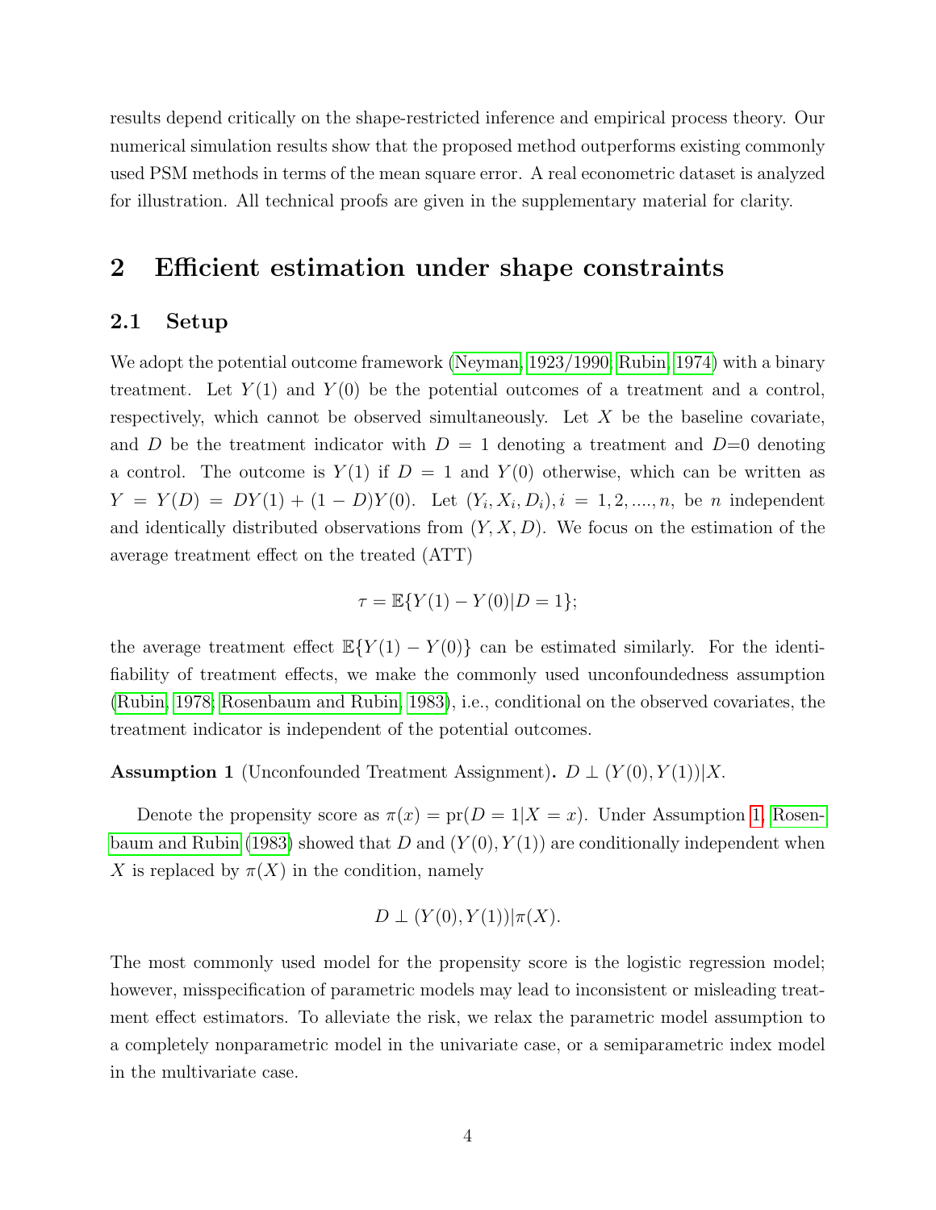results depend critically on the shape-restricted inference and empirical process theory. Our numerical simulation results show that the proposed method outperforms existing commonly used PSM methods in terms of the mean square error. A real econometric dataset is analyzed for illustration. All technical proofs are given in the supplementary material for clarity.

## 2 Efficient estimation under shape constraints

### 2.1 Setup

We adopt the potential outcome framework (Neyman, 1923/1990; Rubin, 1974) with a binary treatment. Let $Y(1)$ and $Y(0)$ be the potential outcomes of a treatment and a control, respectively, which cannot be observed simultaneously. Let $X$ be the baseline covariate, and $D$ be the treatment indicator with $D = 1$ denoting a treatment and $D$=0 denoting a control. The outcome is $Y(1)$ if $D = 1$ and $Y(0)$ otherwise, which can be written as $Y = Y(D) = DY(1) + (1 - D)Y(0)$. Let $(Y_i, X_i, D_i), i = 1, 2, ...., n$, be $n$ independent and identically distributed observations from $(Y, X, D)$. We focus on the estimation of the average treatment effect on the treated (ATT)

$$\tau = \mathbb{E}\{Y(1) - Y(0)|D = 1\};$$

the average treatment effect $\mathbb{E}\{Y(1) - Y(0)\}$ can be estimated similarly. For the identifiability of treatment effects, we make the commonly used unconfoundedness assumption (Rubin, 1978; Rosenbaum and Rubin, 1983), i.e., conditional on the observed covariates, the treatment indicator is independent of the potential outcomes.

**Assumption 1** (Unconfounded Treatment Assignment). $D \perp (Y(0), Y(1))|X$.

Denote the propensity score as $\pi(x) = \mathrm{pr}(D = 1|X = x)$. Under Assumption 1, Rosenbaum and Rubin (1983) showed that $D$ and $(Y(0), Y(1))$ are conditionally independent when $X$ is replaced by $\pi(X)$ in the condition, namely

$$D \perp (Y(0), Y(1))|\pi(X).$$

The most commonly used model for the propensity score is the logistic regression model; however, misspecification of parametric models may lead to inconsistent or misleading treatment effect estimators. To alleviate the risk, we relax the parametric model assumption to a completely nonparametric model in the univariate case, or a semiparametric index model in the multivariate case.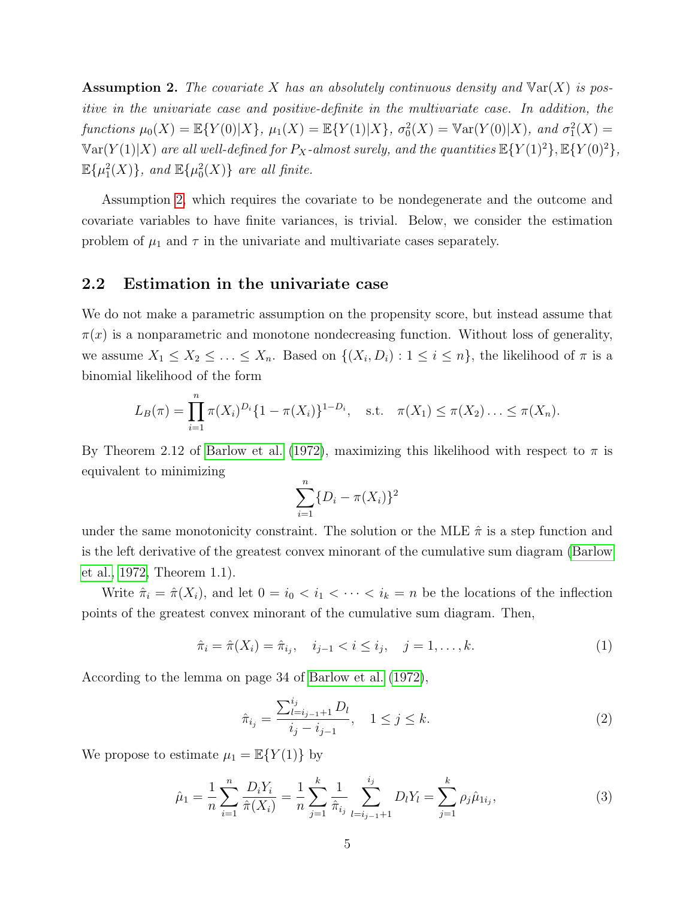**Assumption 2.** *The covariate $X$ has an absolutely continuous density and $\mathbb{V}\text{ar}(X)$ is positive in the univariate case and positive-definite in the multivariate case. In addition, the functions $\mu_0(X) = \mathbb{E}\{Y(0)|X\}$, $\mu_1(X) = \mathbb{E}\{Y(1)|X\}$, $\sigma_0^2(X) = \mathbb{V}\text{ar}(Y(0)|X)$, and $\sigma_1^2(X) = \mathbb{V}\text{ar}(Y(1)|X)$ are all well-defined for $P_X$-almost surely, and the quantities $\mathbb{E}\{Y(1)^2\}, \mathbb{E}\{Y(0)^2\}$, $\mathbb{E}\{\mu_1^2(X)\}$, and $\mathbb{E}\{\mu_0^2(X)\}$ are all finite.*

Assumption 2, which requires the covariate to be nondegenerate and the outcome and covariate variables to have finite variances, is trivial. Below, we consider the estimation problem of $\mu_1$ and $\tau$ in the univariate and multivariate cases separately.

## 2.2 Estimation in the univariate case

We do not make a parametric assumption on the propensity score, but instead assume that $\pi(x)$ is a nonparametric and monotone nondecreasing function. Without loss of generality, we assume $X_1 \leq X_2 \leq \ldots \leq X_n$. Based on $\{(X_i, D_i) : 1 \leq i \leq n\}$, the likelihood of $\pi$ is a binomial likelihood of the form

$$L_B(\pi) = \prod_{i=1}^{n} \pi(X_i)^{D_i}\{1 - \pi(X_i)\}^{1-D_i}, \quad \text{s.t.} \quad \pi(X_1) \leq \pi(X_2) \ldots \leq \pi(X_n).$$

By Theorem 2.12 of Barlow et al. (1972), maximizing this likelihood with respect to $\pi$ is equivalent to minimizing

$$\sum_{i=1}^{n} \{D_i - \pi(X_i)\}^2$$

under the same monotonicity constraint. The solution or the MLE $\hat{\pi}$ is a step function and is the left derivative of the greatest convex minorant of the cumulative sum diagram (Barlow et al., 1972, Theorem 1.1).

Write $\hat{\pi}_i = \hat{\pi}(X_i)$, and let $0 = i_0 < i_1 < \cdots < i_k = n$ be the locations of the inflection points of the greatest convex minorant of the cumulative sum diagram. Then,

$$\hat{\pi}_i = \hat{\pi}(X_i) = \hat{\pi}_{i_j}, \quad i_{j-1} < i \leq i_j, \quad j = 1, \ldots, k. \tag{1}$$

According to the lemma on page 34 of Barlow et al. (1972),

$$\hat{\pi}_{i_j} = \frac{\sum_{l=i_{j-1}+1}^{i_j} D_l}{i_j - i_{j-1}}, \quad 1 \leq j \leq k. \tag{2}$$

We propose to estimate $\mu_1 = \mathbb{E}\{Y(1)\}$ by

$$\hat{\mu}_1 = \frac{1}{n}\sum_{i=1}^{n} \frac{D_i Y_i}{\hat{\pi}(X_i)} = \frac{1}{n}\sum_{j=1}^{k} \frac{1}{\hat{\pi}_{i_j}} \sum_{l=i_{j-1}+1}^{i_j} D_l Y_l = \sum_{j=1}^{k} \rho_j \hat{\mu}_{1i_j}, \tag{3}$$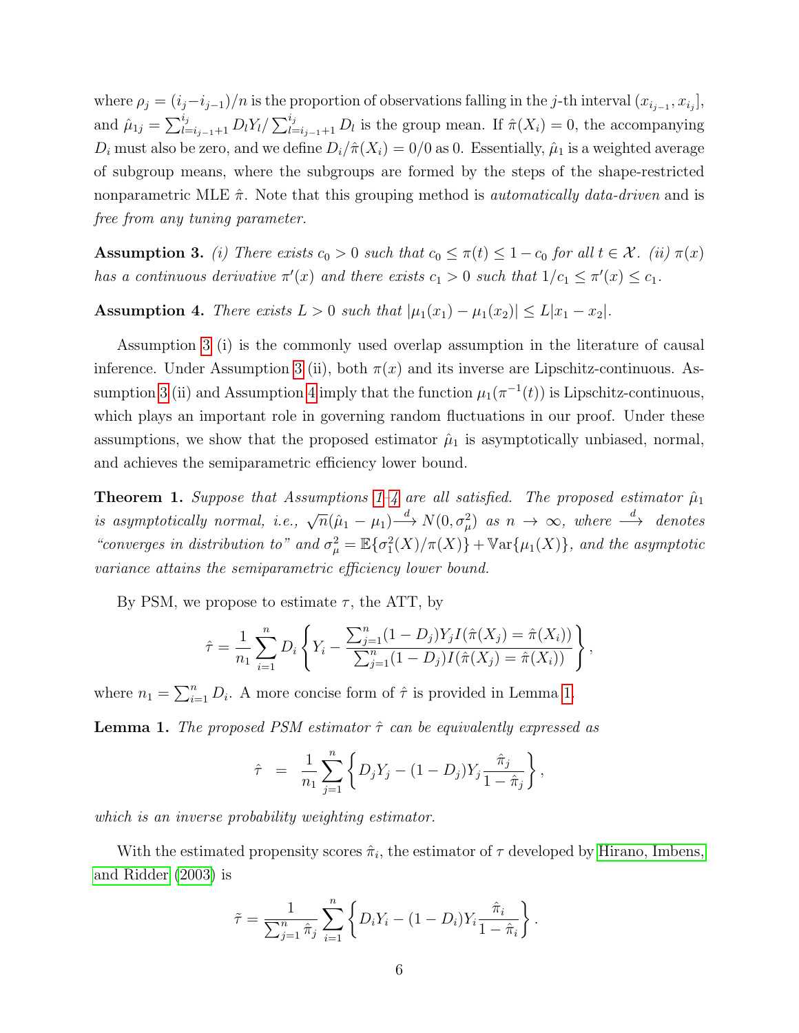where $\rho_j = (i_j - i_{j-1})/n$ is the proportion of observations falling in the $j$-th interval $(x_{i_{j-1}}, x_{i_j}]$, and $\hat{\mu}_{1j} = \sum_{l=i_{j-1}+1}^{i_j} D_l Y_l / \sum_{l=i_{j-1}+1}^{i_j} D_l$ is the group mean. If $\hat{\pi}(X_i) = 0$, the accompanying $D_i$ must also be zero, and we define $D_i/\hat{\pi}(X_i) = 0/0$ as 0. Essentially, $\hat{\mu}_1$ is a weighted average of subgroup means, where the subgroups are formed by the steps of the shape-restricted nonparametric MLE $\hat{\pi}$. Note that this grouping method is *automatically data-driven* and is *free from any tuning parameter.*

**Assumption 3.** *(i) There exists $c_0 > 0$ such that $c_0 \leq \pi(t) \leq 1 - c_0$ for all $t \in \mathcal{X}$. (ii) $\pi(x)$ has a continuous derivative $\pi'(x)$ and there exists $c_1 > 0$ such that $1/c_1 \leq \pi'(x) \leq c_1$.*

**Assumption 4.** *There exists $L > 0$ such that $|\mu_1(x_1) - \mu_1(x_2)| \leq L|x_1 - x_2|$.*

Assumption 3 (i) is the commonly used overlap assumption in the literature of causal inference. Under Assumption 3 (ii), both $\pi(x)$ and its inverse are Lipschitz-continuous. Assumption 3 (ii) and Assumption 4 imply that the function $\mu_1(\pi^{-1}(t))$ is Lipschitz-continuous, which plays an important role in governing random fluctuations in our proof. Under these assumptions, we show that the proposed estimator $\hat{\mu}_1$ is asymptotically unbiased, normal, and achieves the semiparametric efficiency lower bound.

**Theorem 1.** *Suppose that Assumptions 1–4 are all satisfied. The proposed estimator $\hat{\mu}_1$ is asymptotically normal, i.e., $\sqrt{n}(\hat{\mu}_1 - \mu_1) \xrightarrow{d} N(0, \sigma_\mu^2)$ as $n \to \infty$, where $\xrightarrow{d}$ denotes "converges in distribution to" and $\sigma_\mu^2 = \mathbb{E}\{\sigma_1^2(X)/\pi(X)\} + \mathbb{V}\text{ar}\{\mu_1(X)\}$, and the asymptotic variance attains the semiparametric efficiency lower bound.*

By PSM, we propose to estimate $\tau$, the ATT, by

$$\hat{\tau} = \frac{1}{n_1} \sum_{i=1}^{n} D_i \left\{ Y_i - \frac{\sum_{j=1}^{n} (1 - D_j) Y_j I(\hat{\pi}(X_j) = \hat{\pi}(X_i))}{\sum_{j=1}^{n} (1 - D_j) I(\hat{\pi}(X_j) = \hat{\pi}(X_i))} \right\},$$

where $n_1 = \sum_{i=1}^{n} D_i$. A more concise form of $\hat{\tau}$ is provided in Lemma 1.

**Lemma 1.** *The proposed PSM estimator $\hat{\tau}$ can be equivalently expressed as*

$$\hat{\tau} \;\; = \;\; \frac{1}{n_1} \sum_{j=1}^{n} \left\{ D_j Y_j - (1 - D_j) Y_j \frac{\hat{\pi}_j}{1 - \hat{\pi}_j} \right\},$$

*which is an inverse probability weighting estimator.*

With the estimated propensity scores $\hat{\pi}_i$, the estimator of $\tau$ developed by Hirano, Imbens, and Ridder (2003) is

$$\tilde{\tau} = \frac{1}{\sum_{j=1}^{n} \hat{\pi}_j} \sum_{i=1}^{n} \left\{ D_i Y_i - (1 - D_i) Y_i \frac{\hat{\pi}_i}{1 - \hat{\pi}_i} \right\}.$$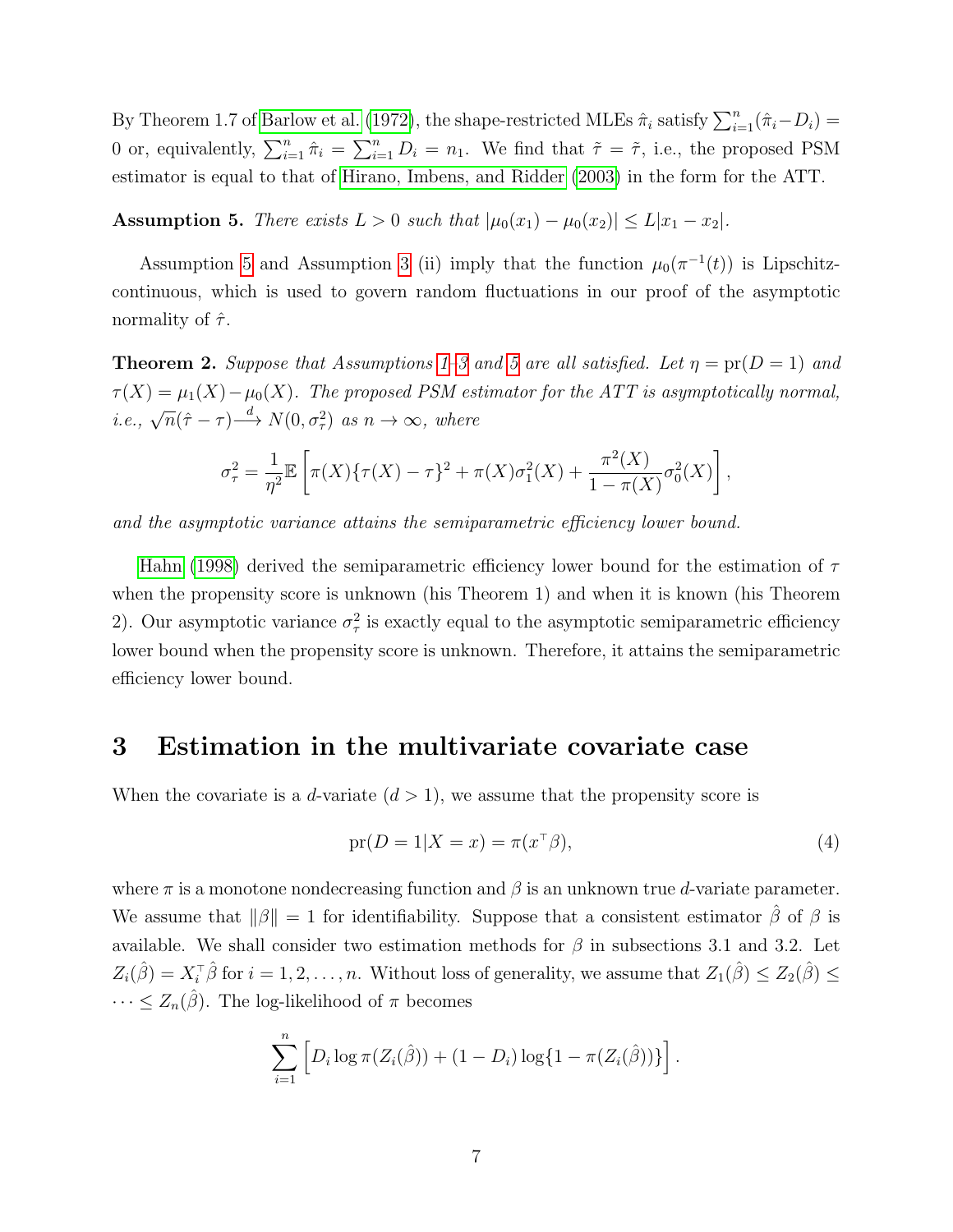By Theorem 1.7 of Barlow et al. (1972), the shape-restricted MLEs $\hat{\pi}_i$ satisfy $\sum_{i=1}^n (\hat{\pi}_i - D_i) = 0$ or, equivalently, $\sum_{i=1}^n \hat{\pi}_i = \sum_{i=1}^n D_i = n_1$. We find that $\tilde{\tau} = \tilde{\tau}$, i.e., the proposed PSM estimator is equal to that of Hirano, Imbens, and Ridder (2003) in the form for the ATT.

**Assumption 5.** *There exists $L > 0$ such that $|\mu_0(x_1) - \mu_0(x_2)| \leq L|x_1 - x_2|$.*

Assumption 5 and Assumption 3 (ii) imply that the function $\mu_0(\pi^{-1}(t))$ is Lipschitz-continuous, which is used to govern random fluctuations in our proof of the asymptotic normality of $\hat{\tau}$.

**Theorem 2.** *Suppose that Assumptions 1–3 and 5 are all satisfied. Let $\eta = \mathrm{pr}(D = 1)$ and $\tau(X) = \mu_1(X) - \mu_0(X)$. The proposed PSM estimator for the ATT is asymptotically normal, i.e., $\sqrt{n}(\hat{\tau} - \tau) \xrightarrow{d} N(0, \sigma_\tau^2)$ as $n \to \infty$, where*

$$\sigma_\tau^2 = \frac{1}{\eta^2}\mathbb{E}\left[\pi(X)\{\tau(X) - \tau\}^2 + \pi(X)\sigma_1^2(X) + \frac{\pi^2(X)}{1 - \pi(X)}\sigma_0^2(X)\right],$$

*and the asymptotic variance attains the semiparametric efficiency lower bound.*

Hahn (1998) derived the semiparametric efficiency lower bound for the estimation of $\tau$ when the propensity score is unknown (his Theorem 1) and when it is known (his Theorem 2). Our asymptotic variance $\sigma_\tau^2$ is exactly equal to the asymptotic semiparametric efficiency lower bound when the propensity score is unknown. Therefore, it attains the semiparametric efficiency lower bound.

# 3 Estimation in the multivariate covariate case

When the covariate is a $d$-variate $(d > 1)$, we assume that the propensity score is

$$\mathrm{pr}(D = 1|X = x) = \pi(x^\top \beta), \tag{4}$$

where $\pi$ is a monotone nondecreasing function and $\beta$ is an unknown true $d$-variate parameter. We assume that $\|\beta\| = 1$ for identifiability. Suppose that a consistent estimator $\hat{\beta}$ of $\beta$ is available. We shall consider two estimation methods for $\beta$ in subsections 3.1 and 3.2. Let $Z_i(\hat{\beta}) = X_i^\top \hat{\beta}$ for $i = 1, 2, \ldots, n$. Without loss of generality, we assume that $Z_1(\hat{\beta}) \leq Z_2(\hat{\beta}) \leq \cdots \leq Z_n(\hat{\beta})$. The log-likelihood of $\pi$ becomes

$$\sum_{i=1}^n \left[D_i \log \pi(Z_i(\hat{\beta})) + (1 - D_i)\log\{1 - \pi(Z_i(\hat{\beta}))\}\right].$$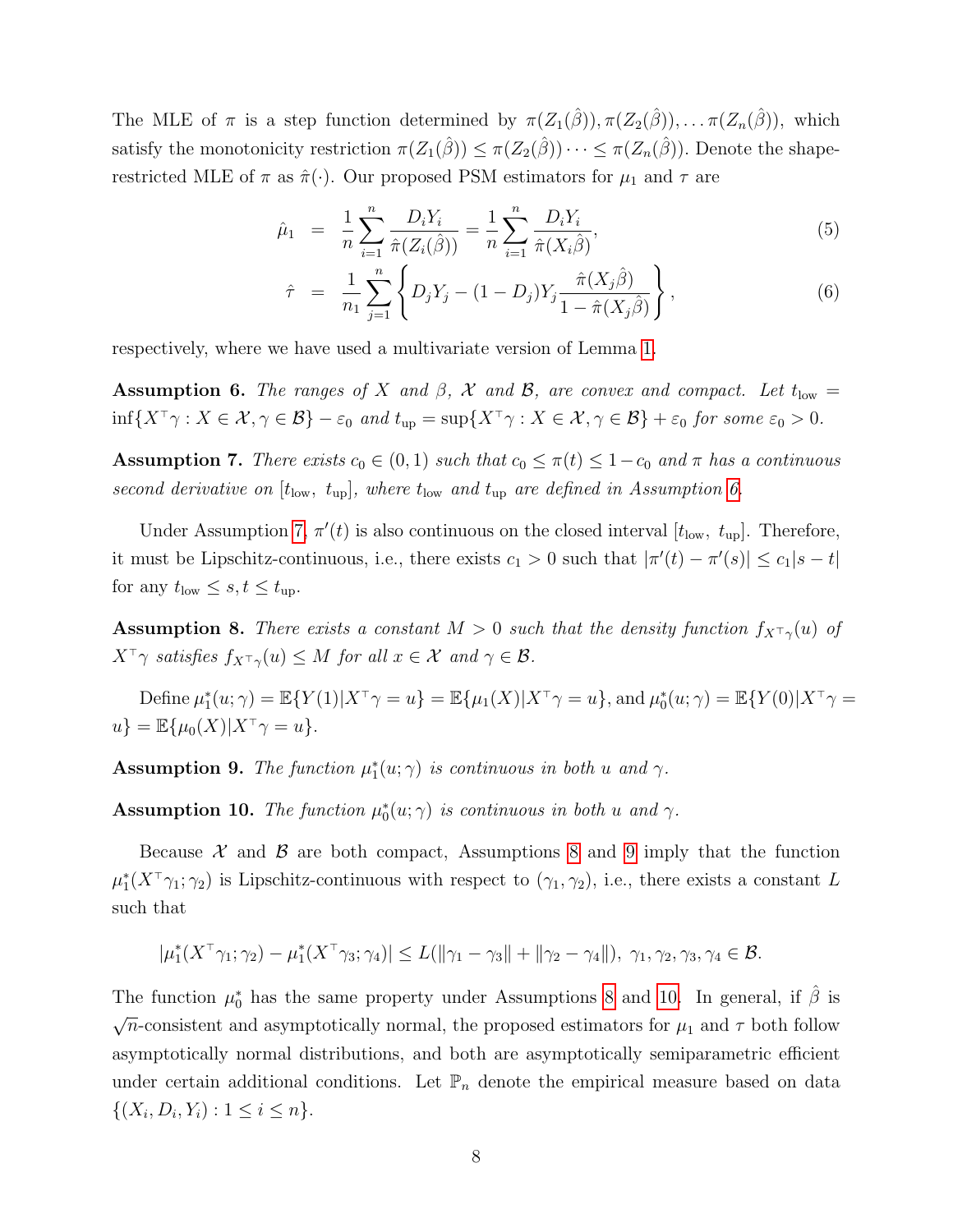The MLE of $\pi$ is a step function determined by $\pi(Z_1(\hat{\beta})), \pi(Z_2(\hat{\beta})), \dots \pi(Z_n(\hat{\beta}))$, which satisfy the monotonicity restriction $\pi(Z_1(\hat{\beta})) \leq \pi(Z_2(\hat{\beta})) \cdots \leq \pi(Z_n(\hat{\beta}))$. Denote the shape-restricted MLE of $\pi$ as $\hat{\pi}(\cdot)$. Our proposed PSM estimators for $\mu_1$ and $\tau$ are

$$
\hat{\mu}_1 = \frac{1}{n}\sum_{i=1}^{n} \frac{D_i Y_i}{\hat{\pi}(Z_i(\hat{\beta}))} = \frac{1}{n}\sum_{i=1}^{n} \frac{D_i Y_i}{\hat{\pi}(X_i \hat{\beta})}, \tag{5}
$$

$$
\hat{\tau} = \frac{1}{n_1}\sum_{j=1}^{n} \left\{ D_j Y_j - (1-D_j) Y_j \frac{\hat{\pi}(X_j \hat{\beta})}{1-\hat{\pi}(X_j \hat{\beta})} \right\}, \tag{6}
$$

respectively, where we have used a multivariate version of Lemma 1.

**Assumption 6.** *The ranges of $X$ and $\beta$, $\mathcal{X}$ and $\mathcal{B}$, are convex and compact. Let $t_{\mathrm{low}} = \inf\{X^\top \gamma : X \in \mathcal{X}, \gamma \in \mathcal{B}\} - \varepsilon_0$ and $t_{\mathrm{up}} = \sup\{X^\top \gamma : X \in \mathcal{X}, \gamma \in \mathcal{B}\} + \varepsilon_0$ for some $\varepsilon_0 > 0$.*

**Assumption 7.** *There exists $c_0 \in (0,1)$ such that $c_0 \leq \pi(t) \leq 1 - c_0$ and $\pi$ has a continuous second derivative on $[t_{\mathrm{low}},\ t_{\mathrm{up}}]$, where $t_{\mathrm{low}}$ and $t_{\mathrm{up}}$ are defined in Assumption 6.*

Under Assumption 7, $\pi'(t)$ is also continuous on the closed interval $[t_{\mathrm{low}},\ t_{\mathrm{up}}]$. Therefore, it must be Lipschitz-continuous, i.e., there exists $c_1 > 0$ such that $|\pi'(t) - \pi'(s)| \leq c_1 |s - t|$ for any $t_{\mathrm{low}} \leq s, t \leq t_{\mathrm{up}}$.

**Assumption 8.** *There exists a constant $M > 0$ such that the density function $f_{X^\top \gamma}(u)$ of $X^\top \gamma$ satisfies $f_{X^\top \gamma}(u) \leq M$ for all $x \in \mathcal{X}$ and $\gamma \in \mathcal{B}$.*

Define $\mu_1^*(u;\gamma) = \mathbb{E}\{Y(1) | X^\top \gamma = u\} = \mathbb{E}\{\mu_1(X) | X^\top \gamma = u\}$, and $\mu_0^*(u;\gamma) = \mathbb{E}\{Y(0) | X^\top \gamma = u\} = \mathbb{E}\{\mu_0(X) | X^\top \gamma = u\}$.

**Assumption 9.** *The function $\mu_1^*(u;\gamma)$ is continuous in both $u$ and $\gamma$.*

**Assumption 10.** *The function $\mu_0^*(u;\gamma)$ is continuous in both $u$ and $\gamma$.*

Because $\mathcal{X}$ and $\mathcal{B}$ are both compact, Assumptions 8 and 9 imply that the function $\mu_1^*(X^\top \gamma_1; \gamma_2)$ is Lipschitz-continuous with respect to $(\gamma_1, \gamma_2)$, i.e., there exists a constant $L$ such that

$$
|\mu_1^*(X^\top \gamma_1; \gamma_2) - \mu_1^*(X^\top \gamma_3; \gamma_4)| \leq L(\|\gamma_1 - \gamma_3\| + \|\gamma_2 - \gamma_4\|),\ \gamma_1, \gamma_2, \gamma_3, \gamma_4 \in \mathcal{B}.
$$

The function $\mu_0^*$ has the same property under Assumptions 8 and 10. In general, if $\hat{\beta}$ is $\sqrt{n}$-consistent and asymptotically normal, the proposed estimators for $\mu_1$ and $\tau$ both follow asymptotically normal distributions, and both are asymptotically semiparametric efficient under certain additional conditions. Let $\mathbb{P}_n$ denote the empirical measure based on data $\{(X_i, D_i, Y_i) : 1 \leq i \leq n\}$.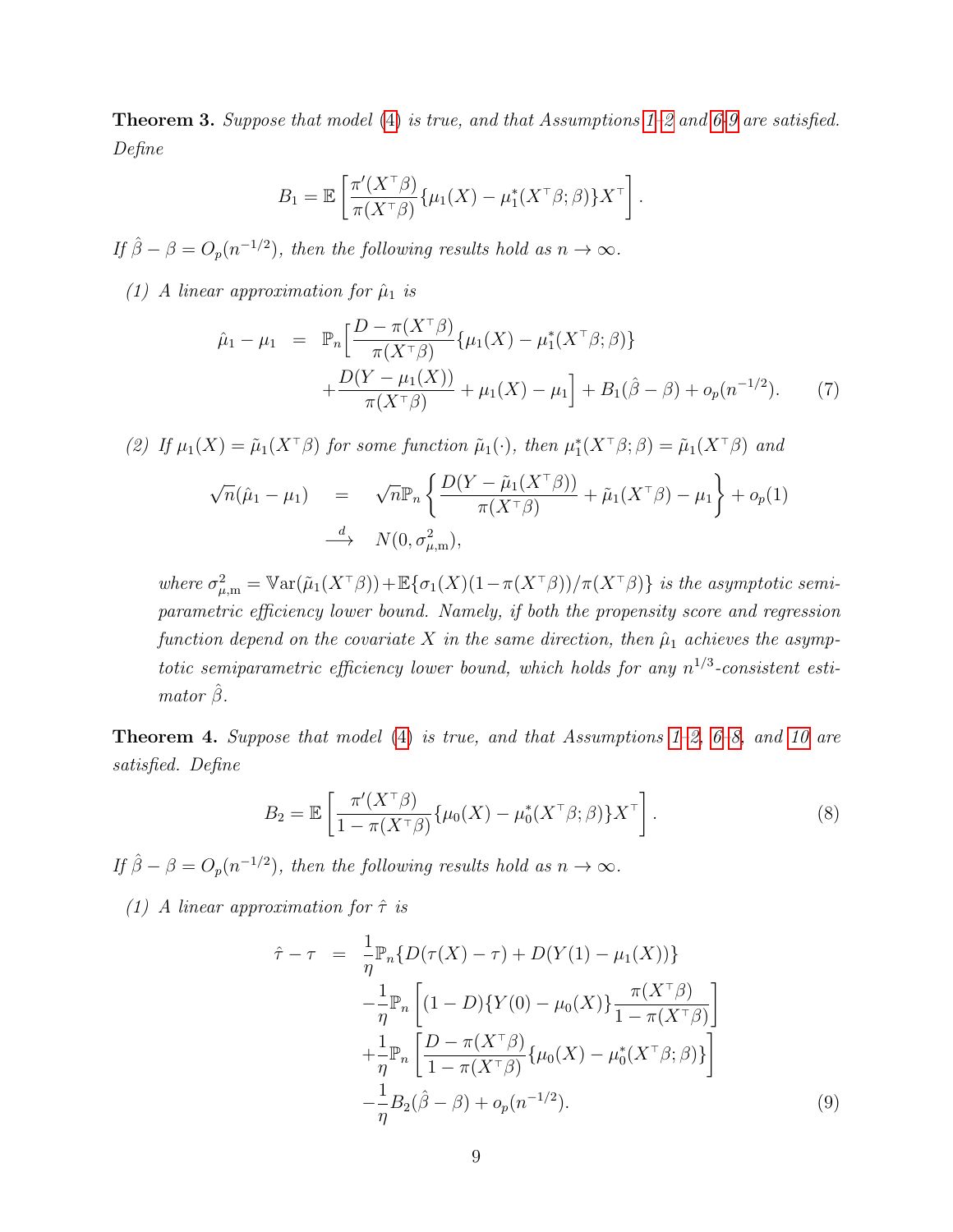**Theorem 3.** *Suppose that model (4) is true, and that Assumptions 1–2 and 6–9 are satisfied. Define*

$$B_1 = \mathbb{E}\left[\frac{\pi'(X^\top\beta)}{\pi(X^\top\beta)}\{\mu_1(X) - \mu_1^*(X^\top\beta;\beta)\}X^\top\right].$$

*If $\hat\beta - \beta = O_p(n^{-1/2})$, then the following results hold as $n \to \infty$.*

*(1) A linear approximation for $\hat\mu_1$ is*

$$\begin{aligned}
\hat\mu_1 - \mu_1 \;\; = \;\; & \mathbb{P}_n\Big[\frac{D - \pi(X^\top\beta)}{\pi(X^\top\beta)}\{\mu_1(X) - \mu_1^*(X^\top\beta;\beta)\} \\
& + \frac{D(Y - \mu_1(X))}{\pi(X^\top\beta)} + \mu_1(X) - \mu_1\Big] + B_1(\hat\beta - \beta) + o_p(n^{-1/2}). \qquad (7)
\end{aligned}$$

*(2) If $\mu_1(X) = \tilde\mu_1(X^\top\beta)$ for some function $\tilde\mu_1(\cdot)$, then $\mu_1^*(X^\top\beta;\beta) = \tilde\mu_1(X^\top\beta)$ and*

$$\begin{aligned}
\sqrt{n}(\hat\mu_1 - \mu_1) \quad & = \quad \sqrt{n}\mathbb{P}_n\left\{\frac{D(Y - \tilde\mu_1(X^\top\beta))}{\pi(X^\top\beta)} + \tilde\mu_1(X^\top\beta) - \mu_1\right\} + o_p(1) \\
& \xrightarrow{\;d\;} \quad N(0, \sigma^2_{\mu,\mathrm{m}}),
\end{aligned}$$

*where $\sigma^2_{\mu,\mathrm{m}} = \mathbb{V}\mathrm{ar}(\tilde\mu_1(X^\top\beta)) + \mathbb{E}\{\sigma_1(X)(1-\pi(X^\top\beta))/\pi(X^\top\beta)\}$ is the asymptotic semiparametric efficiency lower bound. Namely, if both the propensity score and regression function depend on the covariate $X$ in the same direction, then $\hat\mu_1$ achieves the asymptotic semiparametric efficiency lower bound, which holds for any $n^{1/3}$-consistent estimator $\hat\beta$.*

**Theorem 4.** *Suppose that model (4) is true, and that Assumptions 1–2, 6–8, and 10 are satisfied. Define*

$$B_2 = \mathbb{E}\left[\frac{\pi'(X^\top\beta)}{1-\pi(X^\top\beta)}\{\mu_0(X) - \mu_0^*(X^\top\beta;\beta)\}X^\top\right]. \qquad (8)$$

*If $\hat\beta - \beta = O_p(n^{-1/2})$, then the following results hold as $n \to \infty$.*

*(1) A linear approximation for $\hat\tau$ is*

$$\begin{aligned}
\hat\tau - \tau \;\; = \;\; & \frac{1}{\eta}\mathbb{P}_n\{D(\tau(X) - \tau) + D(Y(1) - \mu_1(X))\} \\
& -\frac{1}{\eta}\mathbb{P}_n\left[(1-D)\{Y(0) - \mu_0(X)\}\frac{\pi(X^\top\beta)}{1-\pi(X^\top\beta)}\right] \\
& +\frac{1}{\eta}\mathbb{P}_n\left[\frac{D - \pi(X^\top\beta)}{1-\pi(X^\top\beta)}\{\mu_0(X) - \mu_0^*(X^\top\beta;\beta)\}\right] \\
& -\frac{1}{\eta}B_2(\hat\beta - \beta) + o_p(n^{-1/2}). \qquad (9)
\end{aligned}$$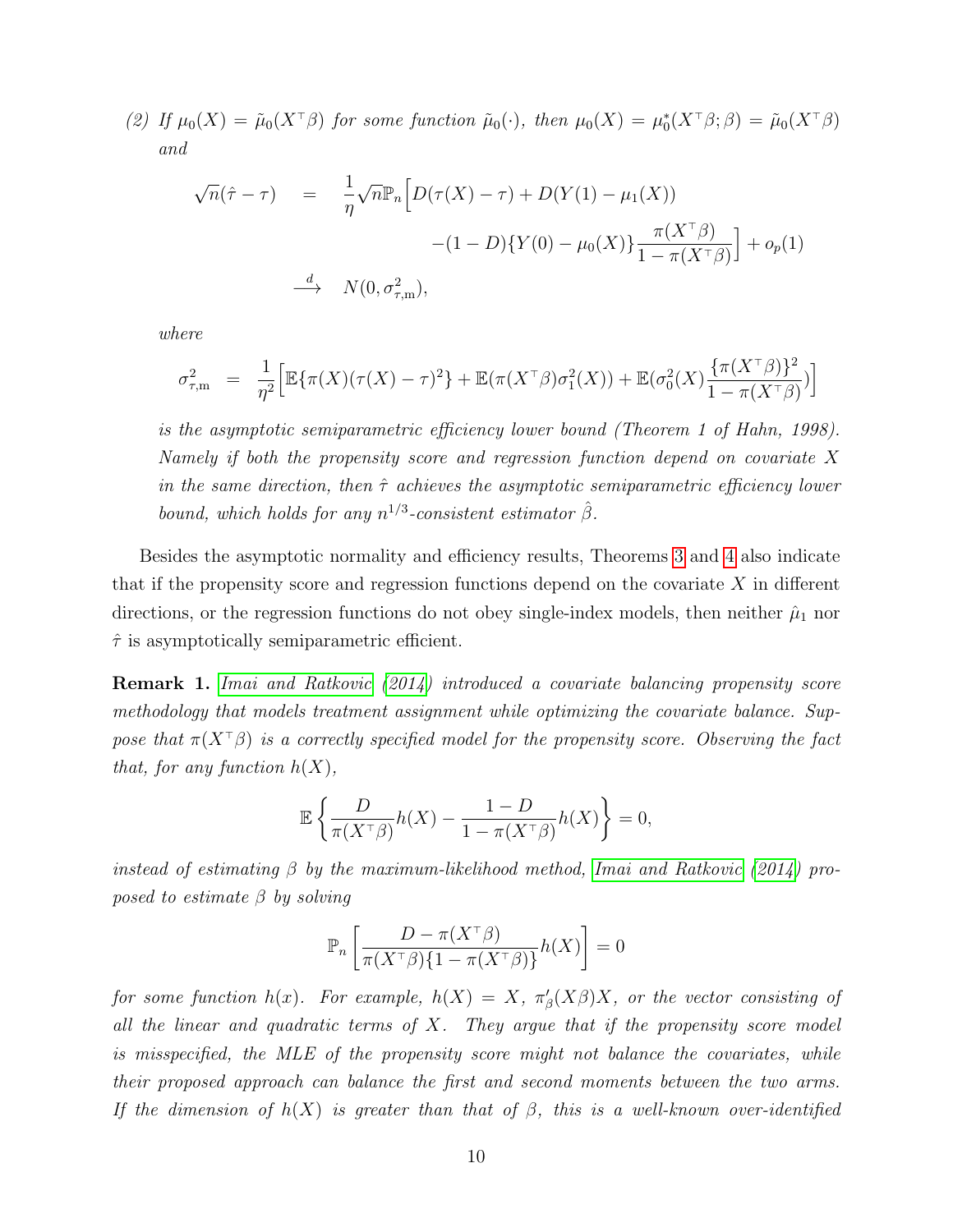*(2) If $\mu_0(X) = \tilde{\mu}_0(X^\top\beta)$ for some function $\tilde{\mu}_0(\cdot)$, then $\mu_0(X) = \mu_0^*(X^\top\beta;\beta) = \tilde{\mu}_0(X^\top\beta)$ and*

$$
\begin{aligned}
\sqrt{n}(\hat{\tau} - \tau) \quad &= \quad \frac{1}{\eta}\sqrt{n}\mathbb{P}_n\Big[D(\tau(X) - \tau) + D(Y(1) - \mu_1(X)) \\
&\qquad\qquad -(1-D)\{Y(0) - \mu_0(X)\}\frac{\pi(X^\top\beta)}{1-\pi(X^\top\beta)}\Big] + o_p(1) \\
&\xrightarrow{d} \quad N(0, \sigma^2_{\tau,\mathrm{m}}),
\end{aligned}
$$

*where*

$$
\sigma^2_{\tau,\mathrm{m}} \;=\; \frac{1}{\eta^2}\Big[\mathbb{E}\{\pi(X)(\tau(X)-\tau)^2\} + \mathbb{E}(\pi(X^\top\beta)\sigma_1^2(X)) + \mathbb{E}(\sigma_0^2(X)\frac{\{\pi(X^\top\beta)\}^2}{1-\pi(X^\top\beta)})\Big]
$$

*is the asymptotic semiparametric efficiency lower bound (Theorem 1 of Hahn, 1998). Namely if both the propensity score and regression function depend on covariate $X$ in the same direction, then $\hat{\tau}$ achieves the asymptotic semiparametric efficiency lower bound, which holds for any $n^{1/3}$-consistent estimator $\hat{\beta}$.*

Besides the asymptotic normality and efficiency results, Theorems 3 and 4 also indicate that if the propensity score and regression functions depend on the covariate $X$ in different directions, or the regression functions do not obey single-index models, then neither $\hat{\mu}_1$ nor $\hat{\tau}$ is asymptotically semiparametric efficient.

**Remark 1.** *Imai and Ratkovic (2014) introduced a covariate balancing propensity score methodology that models treatment assignment while optimizing the covariate balance. Suppose that $\pi(X^\top\beta)$ is a correctly specified model for the propensity score. Observing the fact that, for any function $h(X)$,*

$$
\mathbb{E}\left\{\frac{D}{\pi(X^\top\beta)}h(X) - \frac{1-D}{1-\pi(X^\top\beta)}h(X)\right\} = 0,
$$

*instead of estimating $\beta$ by the maximum-likelihood method, Imai and Ratkovic (2014) proposed to estimate $\beta$ by solving*

$$
\mathbb{P}_n\left[\frac{D - \pi(X^\top\beta)}{\pi(X^\top\beta)\{1-\pi(X^\top\beta)\}}h(X)\right] = 0
$$

*for some function $h(x)$. For example, $h(X) = X$, $\pi'_\beta(X\beta)X$, or the vector consisting of all the linear and quadratic terms of $X$. They argue that if the propensity score model is misspecified, the MLE of the propensity score might not balance the covariates, while their proposed approach can balance the first and second moments between the two arms. If the dimension of $h(X)$ is greater than that of $\beta$, this is a well-known over-identified*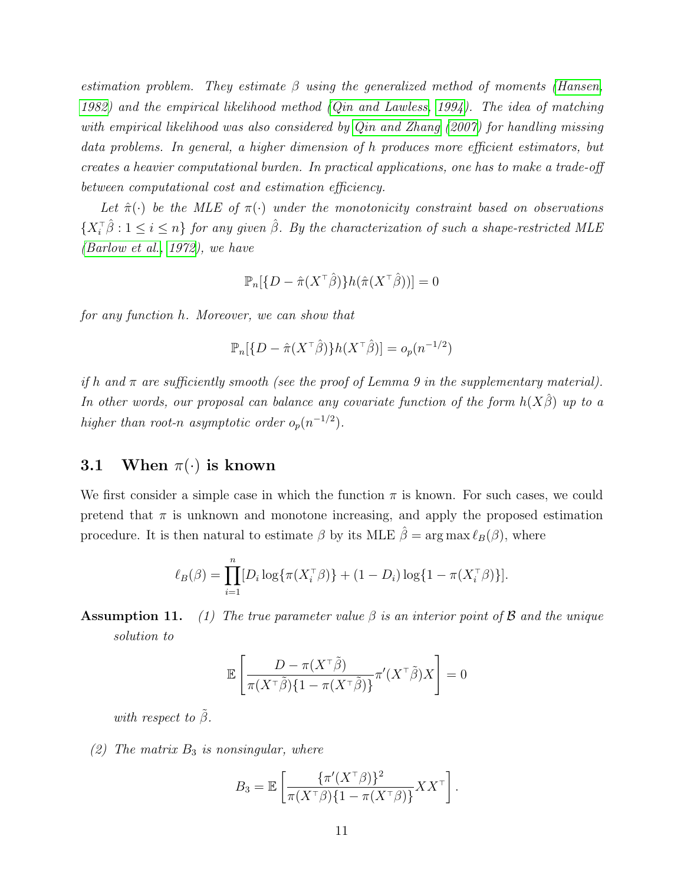*estimation problem. They estimate $\beta$ using the generalized method of moments (Hansen, 1982) and the empirical likelihood method (Qin and Lawless, 1994). The idea of matching with empirical likelihood was also considered by Qin and Zhang (2007) for handling missing data problems. In general, a higher dimension of h produces more efficient estimators, but creates a heavier computational burden. In practical applications, one has to make a trade-off between computational cost and estimation efficiency.*

*Let $\hat{\pi}(\cdot)$ be the MLE of $\pi(\cdot)$ under the monotonicity constraint based on observations $\{X_i^\top \hat{\beta} : 1 \le i \le n\}$ for any given $\hat{\beta}$. By the characterization of such a shape-restricted MLE (Barlow et al., 1972), we have*

$$\mathbb{P}_n[\{D - \hat{\pi}(X^\top \hat{\beta})\} h(\hat{\pi}(X^\top \hat{\beta}))] = 0$$

*for any function h. Moreover, we can show that*

$$\mathbb{P}_n[\{D - \hat{\pi}(X^\top \hat{\beta})\} h(X^\top \hat{\beta})] = o_p(n^{-1/2})$$

*if h and $\pi$ are sufficiently smooth (see the proof of Lemma 9 in the supplementary material). In other words, our proposal can balance any covariate function of the form $h(X\hat{\beta})$ up to a higher than root-n asymptotic order $o_p(n^{-1/2})$.*

## 3.1 When $\pi(\cdot)$ is known

We first consider a simple case in which the function $\pi$ is known. For such cases, we could pretend that $\pi$ is unknown and monotone increasing, and apply the proposed estimation procedure. It is then natural to estimate $\beta$ by its MLE $\hat{\beta} = \arg\max \ell_B(\beta)$, where

$$\ell_B(\beta) = \prod_{i=1}^{n} [D_i \log\{\pi(X_i^\top \beta)\} + (1 - D_i) \log\{1 - \pi(X_i^\top \beta)\}].$$

**Assumption 11.** *(1) The true parameter value $\beta$ is an interior point of $\mathcal{B}$ and the unique solution to*

$$\mathbb{E}\left[ \frac{D - \pi(X^\top \tilde{\beta})}{\pi(X^\top \tilde{\beta})\{1 - \pi(X^\top \tilde{\beta})\}} \pi'(X^\top \tilde{\beta}) X \right] = 0$$

*with respect to $\tilde{\beta}$.*

*(2) The matrix $B_3$ is nonsingular, where*

$$B_3 = \mathbb{E}\left[ \frac{\{\pi'(X^\top \beta)\}^2}{\pi(X^\top \beta)\{1 - \pi(X^\top \beta)\}} X X^\top \right].$$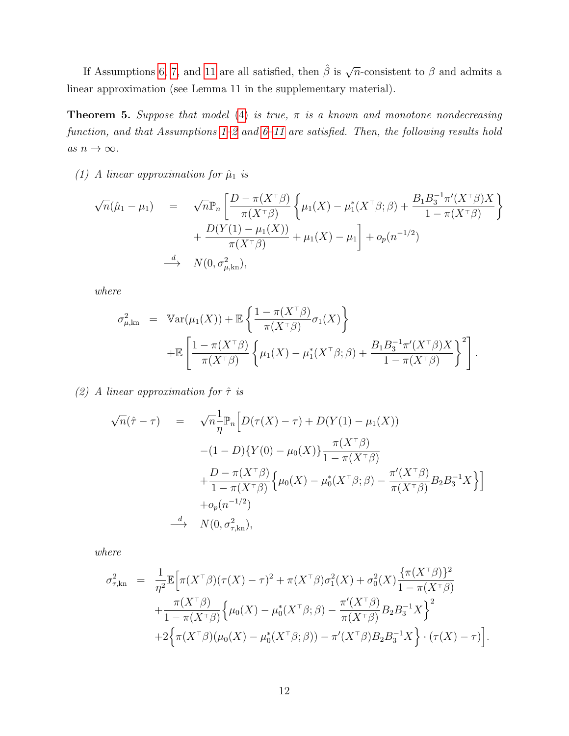If Assumptions 6, 7, and 11 are all satisfied, then $\hat{\beta}$ is $\sqrt{n}$-consistent to $\beta$ and admits a linear approximation (see Lemma 11 in the supplementary material).

**Theorem 5.** *Suppose that model (4) is true, $\pi$ is a known and monotone nondecreasing function, and that Assumptions 1–2 and 6–11 are satisfied. Then, the following results hold as $n \to \infty$.*

*(1) A linear approximation for $\hat{\mu}_1$ is*

$$
\begin{aligned}
\sqrt{n}(\hat{\mu}_1 - \mu_1) &= \sqrt{n}\mathbb{P}_n\Bigg[\frac{D - \pi(X^\top\beta)}{\pi(X^\top\beta)}\left\{\mu_1(X) - \mu_1^*(X^\top\beta;\beta) + \frac{B_1 B_3^{-1}\pi'(X^\top\beta)X}{1 - \pi(X^\top\beta)}\right\} \\
&\quad + \frac{D(Y(1) - \mu_1(X))}{\pi(X^\top\beta)} + \mu_1(X) - \mu_1\Bigg] + o_p(n^{-1/2}) \\
&\xrightarrow{d} N(0, \sigma^2_{\mu,\mathrm{kn}}),
\end{aligned}
$$

*where*

$$
\begin{aligned}
\sigma^2_{\mu,\mathrm{kn}} &= \mathbb{V}\mathrm{ar}(\mu_1(X)) + \mathbb{E}\left\{\frac{1 - \pi(X^\top\beta)}{\pi(X^\top\beta)}\sigma_1(X)\right\} \\
&\quad + \mathbb{E}\left[\frac{1 - \pi(X^\top\beta)}{\pi(X^\top\beta)}\left\{\mu_1(X) - \mu_1^*(X^\top\beta;\beta) + \frac{B_1 B_3^{-1}\pi'(X^\top\beta)X}{1 - \pi(X^\top\beta)}\right\}^2\right].
\end{aligned}
$$

*(2) A linear approximation for $\hat{\tau}$ is*

$$
\begin{aligned}
\sqrt{n}(\hat{\tau} - \tau) &= \sqrt{n}\frac{1}{\eta}\mathbb{P}_n\Big[D(\tau(X) - \tau) + D(Y(1) - \mu_1(X)) \\
&\quad - (1 - D)\{Y(0) - \mu_0(X)\}\frac{\pi(X^\top\beta)}{1 - \pi(X^\top\beta)} \\
&\quad + \frac{D - \pi(X^\top\beta)}{1 - \pi(X^\top\beta)}\Big\{\mu_0(X) - \mu_0^*(X^\top\beta;\beta) - \frac{\pi'(X^\top\beta)}{\pi(X^\top\beta)}B_2 B_3^{-1}X\Big\}\Big] \\
&\quad + o_p(n^{-1/2}) \\
&\xrightarrow{d} N(0, \sigma^2_{\tau,\mathrm{kn}}),
\end{aligned}
$$

*where*

$$
\begin{aligned}
\sigma^2_{\tau,\mathrm{kn}} &= \frac{1}{\eta^2}\mathbb{E}\Big[\pi(X^\top\beta)(\tau(X) - \tau)^2 + \pi(X^\top\beta)\sigma_1^2(X) + \sigma_0^2(X)\frac{\{\pi(X^\top\beta)\}^2}{1 - \pi(X^\top\beta)} \\
&\quad + \frac{\pi(X^\top\beta)}{1 - \pi(X^\top\beta)}\Big\{\mu_0(X) - \mu_0^*(X^\top\beta;\beta) - \frac{\pi'(X^\top\beta)}{\pi(X^\top\beta)}B_2 B_3^{-1}X\Big\}^2 \\
&\quad + 2\Big\{\pi(X^\top\beta)(\mu_0(X) - \mu_0^*(X^\top\beta;\beta)) - \pi'(X^\top\beta)B_2 B_3^{-1}X\Big\} \cdot (\tau(X) - \tau)\Big].
\end{aligned}
$$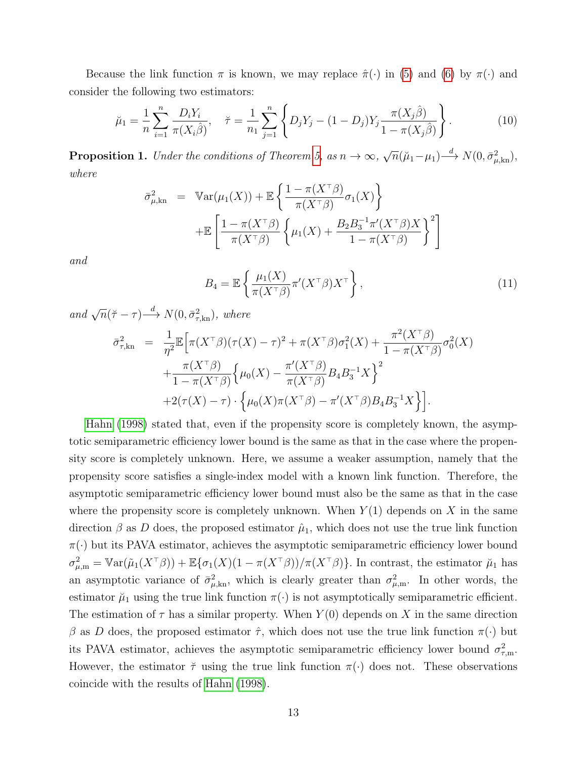Because the link function $\pi$ is known, we may replace $\hat{\pi}(\cdot)$ in (5) and (6) by $\pi(\cdot)$ and consider the following two estimators:

$$
\breve{\mu}_1 = \frac{1}{n}\sum_{i=1}^{n} \frac{D_i Y_i}{\pi(X_i \hat{\beta})}, \quad \breve{\tau} = \frac{1}{n_1}\sum_{j=1}^{n}\left\{ D_j Y_j - (1-D_j) Y_j \frac{\pi(X_j\hat{\beta})}{1-\pi(X_j\hat{\beta})}\right\}. \tag{10}
$$

**Proposition 1.** *Under the conditions of Theorem 5, as $n \to \infty$, $\sqrt{n}(\breve{\mu}_1 - \mu_1) \xrightarrow{d} N(0, \bar{\sigma}^2_{\mu,\mathrm{kn}})$, where*

$$
\begin{aligned}
\bar{\sigma}^2_{\mu,\mathrm{kn}} &= \mathbb{V}\mathrm{ar}(\mu_1(X)) + \mathbb{E}\left\{ \frac{1-\pi(X^\top\beta)}{\pi(X^\top\beta)} \sigma_1(X) \right\} \\
&\quad + \mathbb{E}\left[ \frac{1-\pi(X^\top\beta)}{\pi(X^\top\beta)} \left\{ \mu_1(X) + \frac{B_2 B_3^{-1} \pi'(X^\top\beta) X}{1-\pi(X^\top\beta)} \right\}^2 \right]
\end{aligned}
$$

*and*

$$
B_4 = \mathbb{E}\left\{ \frac{\mu_1(X)}{\pi(X^\top\beta)} \pi'(X^\top\beta) X^\top \right\}, \tag{11}
$$

*and $\sqrt{n}(\breve{\tau} - \tau) \xrightarrow{d} N(0, \bar{\sigma}^2_{\tau,\mathrm{kn}})$, where*

$$
\begin{aligned}
\bar{\sigma}^2_{\tau,\mathrm{kn}} &= \frac{1}{\eta^2}\mathbb{E}\Big[ \pi(X^\top\beta)(\tau(X)-\tau)^2 + \pi(X^\top\beta)\sigma_1^2(X) + \frac{\pi^2(X^\top\beta)}{1-\pi(X^\top\beta)}\sigma_0^2(X) \\
&\quad + \frac{\pi(X^\top\beta)}{1-\pi(X^\top\beta)} \Big\{ \mu_0(X) - \frac{\pi'(X^\top\beta)}{\pi(X^\top\beta)} B_4 B_3^{-1} X \Big\}^2 \\
&\quad + 2(\tau(X)-\tau)\cdot \Big\{ \mu_0(X)\pi(X^\top\beta) - \pi'(X^\top\beta) B_4 B_3^{-1} X \Big\} \Big].
\end{aligned}
$$

Hahn (1998) stated that, even if the propensity score is completely known, the asymptotic semiparametric efficiency lower bound is the same as that in the case where the propensity score is completely unknown. Here, we assume a weaker assumption, namely that the propensity score satisfies a single-index model with a known link function. Therefore, the asymptotic semiparametric efficiency lower bound must also be the same as that in the case where the propensity score is completely unknown. When $Y(1)$ depends on $X$ in the same direction $\beta$ as $D$ does, the proposed estimator $\hat{\mu}_1$, which does not use the true link function $\pi(\cdot)$ but its PAVA estimator, achieves the asymptotic semiparametric efficiency lower bound $\sigma^2_{\mu,\mathrm{m}} = \mathbb{V}\mathrm{ar}(\tilde{\mu}_1(X^\top\beta)) + \mathbb{E}\{\sigma_1(X)(1-\pi(X^\top\beta))/\pi(X^\top\beta)\}$. In contrast, the estimator $\breve{\mu}_1$ has an asymptotic variance of $\bar{\sigma}^2_{\mu,\mathrm{kn}}$, which is clearly greater than $\sigma^2_{\mu,\mathrm{m}}$. In other words, the estimator $\breve{\mu}_1$ using the true link function $\pi(\cdot)$ is not asymptotically semiparametric efficient. The estimation of $\tau$ has a similar property. When $Y(0)$ depends on $X$ in the same direction $\beta$ as $D$ does, the proposed estimator $\hat{\tau}$, which does not use the true link function $\pi(\cdot)$ but its PAVA estimator, achieves the asymptotic semiparametric efficiency lower bound $\sigma^2_{\tau,\mathrm{m}}$. However, the estimator $\breve{\tau}$ using the true link function $\pi(\cdot)$ does not. These observations coincide with the results of Hahn (1998).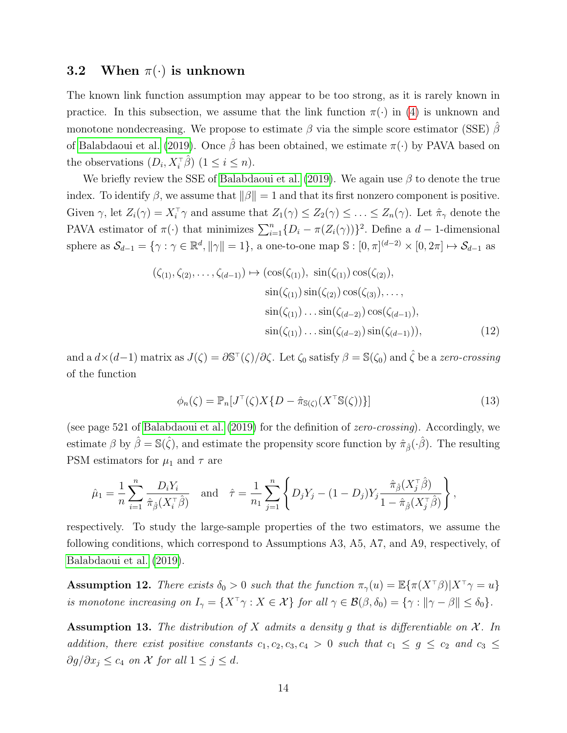### 3.2 When $\pi(\cdot)$ is unknown

The known link function assumption may appear to be too strong, as it is rarely known in practice. In this subsection, we assume that the link function $\pi(\cdot)$ in (4) is unknown and monotone nondecreasing. We propose to estimate $\beta$ via the simple score estimator (SSE) $\hat{\beta}$ of Balabdaoui et al. (2019). Once $\hat{\beta}$ has been obtained, we estimate $\pi(\cdot)$ by PAVA based on the observations $(D_i, X_i^\top \hat{\beta})$ $(1 \leq i \leq n)$.

We briefly review the SSE of Balabdaoui et al. (2019). We again use $\beta$ to denote the true index. To identify $\beta$, we assume that $\|\beta\| = 1$ and that its first nonzero component is positive. Given $\gamma$, let $Z_i(\gamma) = X_i^\top \gamma$ and assume that $Z_1(\gamma) \leq Z_2(\gamma) \leq \ldots \leq Z_n(\gamma)$. Let $\hat{\pi}_\gamma$ denote the PAVA estimator of $\pi(\cdot)$ that minimizes $\sum_{i=1}^n \{D_i - \pi(Z_i(\gamma))\}^2$. Define a $d-1$-dimensional sphere as $\mathcal{S}_{d-1} = \{\gamma : \gamma \in \mathbb{R}^d, \|\gamma\| = 1\}$, a one-to-one map $\mathbb{S} : [0, \pi]^{(d-2)} \times [0, 2\pi] \mapsto \mathcal{S}_{d-1}$ as

$$
\begin{aligned}
(\zeta_{(1)}, \zeta_{(2)}, \ldots, \zeta_{(d-1)}) \mapsto (&\cos(\zeta_{(1)}),\ \sin(\zeta_{(1)}) \cos(\zeta_{(2)}), \\
&\sin(\zeta_{(1)}) \sin(\zeta_{(2)}) \cos(\zeta_{(3)}), \ldots, \\
&\sin(\zeta_{(1)}) \ldots \sin(\zeta_{(d-2)}) \cos(\zeta_{(d-1)}), \\
&\sin(\zeta_{(1)}) \ldots \sin(\zeta_{(d-2)}) \sin(\zeta_{(d-1)})),
\end{aligned} \tag{12}
$$

and a $d \times (d-1)$ matrix as $J(\zeta) = \partial \mathbb{S}^\top(\zeta)/\partial \zeta$. Let $\zeta_0$ satisfy $\beta = \mathbb{S}(\zeta_0)$ and $\hat{\zeta}$ be a *zero-crossing* of the function

$$
\phi_n(\zeta) = \mathbb{P}_n[J^\top(\zeta) X \{D - \hat{\pi}_{\mathbb{S}(\zeta)}(X^\top \mathbb{S}(\zeta))\}] \tag{13}
$$

(see page 521 of Balabdaoui et al. (2019) for the definition of *zero-crossing*). Accordingly, we estimate $\beta$ by $\hat{\beta} = \mathbb{S}(\hat{\zeta})$, and estimate the propensity score function by $\hat{\pi}_{\hat{\beta}}(\cdot \hat{\beta})$. The resulting PSM estimators for $\mu_1$ and $\tau$ are

$$
\hat{\mu}_1 = \frac{1}{n} \sum_{i=1}^n \frac{D_i Y_i}{\hat{\pi}_{\hat{\beta}}(X_i^\top \hat{\beta})} \quad \text{and} \quad \hat{\tau} = \frac{1}{n_1} \sum_{j=1}^n \left\{ D_j Y_j - (1 - D_j) Y_j \frac{\hat{\pi}_{\hat{\beta}}(X_j^\top \hat{\beta})}{1 - \hat{\pi}_{\hat{\beta}}(X_j^\top \hat{\beta})} \right\},
$$

respectively. To study the large-sample properties of the two estimators, we assume the following conditions, which correspond to Assumptions A3, A5, A7, and A9, respectively, of Balabdaoui et al. (2019).

**Assumption 12.** *There exists $\delta_0 > 0$ such that the function $\pi_\gamma(u) = \mathbb{E}\{\pi(X^\top \beta) | X^\top \gamma = u\}$ is monotone increasing on $I_\gamma = \{X^\top \gamma : X \in \mathcal{X}\}$ for all $\gamma \in \mathcal{B}(\beta, \delta_0) = \{\gamma : \|\gamma - \beta\| \leq \delta_0\}$.*

**Assumption 13.** *The distribution of $X$ admits a density $g$ that is differentiable on $\mathcal{X}$. In addition, there exist positive constants $c_1, c_2, c_3, c_4 > 0$ such that $c_1 \leq g \leq c_2$ and $c_3 \leq \partial g / \partial x_j \leq c_4$ on $\mathcal{X}$ for all $1 \leq j \leq d$.*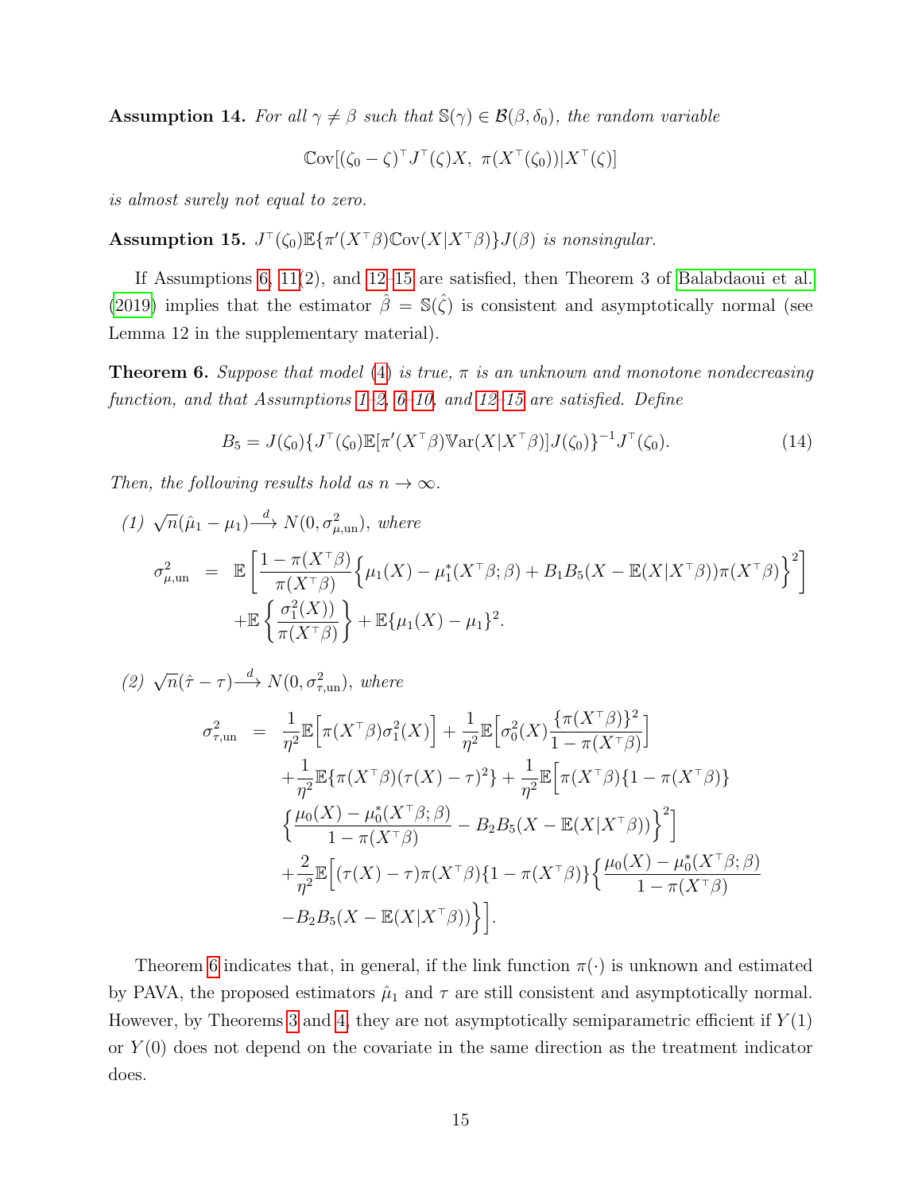**Assumption 14.** *For all $\gamma \neq \beta$ such that $\mathbb{S}(\gamma) \in \mathcal{B}(\beta, \delta_0)$, the random variable*

$$\mathbb{C}\text{ov}[(\zeta_0 - \zeta)^\top J^\top(\zeta) X,\ \pi(X^\top(\zeta_0)) | X^\top(\zeta)]$$

*is almost surely not equal to zero.*

**Assumption 15.** *$J^\top(\zeta_0)\mathbb{E}\{\pi'(X^\top\beta)\mathbb{C}\text{ov}(X|X^\top\beta)\}J(\beta)$ is nonsingular.*

If Assumptions 6, 11(2), and 12–15 are satisfied, then Theorem 3 of Balabdaoui et al. (2019) implies that the estimator $\hat{\beta} = \mathbb{S}(\hat{\zeta})$ is consistent and asymptotically normal (see Lemma 12 in the supplementary material).

**Theorem 6.** *Suppose that model (4) is true, $\pi$ is an unknown and monotone nondecreasing function, and that Assumptions 1–2, 6–10, and 12–15 are satisfied. Define*

$$B_5 = J(\zeta_0)\{J^\top(\zeta_0)\mathbb{E}[\pi'(X^\top\beta)\mathbb{V}\text{ar}(X|X^\top\beta)]J(\zeta_0)\}^{-1}J^\top(\zeta_0). \tag{14}$$

*Then, the following results hold as $n \to \infty$.*

*(1)* $\sqrt{n}(\hat{\mu}_1 - \mu_1) \xrightarrow{d} N(0, \sigma^2_{\mu,\text{un}})$, *where*

$$\begin{aligned}
\sigma^2_{\mu,\text{un}} &= \mathbb{E}\left[\frac{1-\pi(X^\top\beta)}{\pi(X^\top\beta)}\Big\{\mu_1(X) - \mu_1^*(X^\top\beta;\beta) + B_1B_5(X - \mathbb{E}(X|X^\top\beta))\pi(X^\top\beta)\Big\}^2\right] \\
&\quad + \mathbb{E}\left\{\frac{\sigma_1^2(X))}{\pi(X^\top\beta)}\right\} + \mathbb{E}\{\mu_1(X) - \mu_1\}^2.
\end{aligned}$$

*(2)* $\sqrt{n}(\hat{\tau} - \tau) \xrightarrow{d} N(0, \sigma^2_{\tau,\text{un}})$, *where*

$$\begin{aligned}
\sigma^2_{\tau,\text{un}} &= \frac{1}{\eta^2}\mathbb{E}\Big[\pi(X^\top\beta)\sigma_1^2(X)\Big] + \frac{1}{\eta^2}\mathbb{E}\Big[\sigma_0^2(X)\frac{\{\pi(X^\top\beta)\}^2}{1-\pi(X^\top\beta)}\Big] \\
&\quad + \frac{1}{\eta^2}\mathbb{E}\{\pi(X^\top\beta)(\tau(X) - \tau)^2\} + \frac{1}{\eta^2}\mathbb{E}\Big[\pi(X^\top\beta)\{1-\pi(X^\top\beta)\} \\
&\quad \Big\{\frac{\mu_0(X) - \mu_0^*(X^\top\beta;\beta)}{1-\pi(X^\top\beta)} - B_2B_5(X - \mathbb{E}(X|X^\top\beta))\Big\}^2\Big] \\
&\quad + \frac{2}{\eta^2}\mathbb{E}\Big[(\tau(X) - \tau)\pi(X^\top\beta)\{1-\pi(X^\top\beta)\}\Big\{\frac{\mu_0(X) - \mu_0^*(X^\top\beta;\beta)}{1-\pi(X^\top\beta)} \\
&\quad - B_2B_5(X - \mathbb{E}(X|X^\top\beta))\Big\}\Big].
\end{aligned}$$

Theorem 6 indicates that, in general, if the link function $\pi(\cdot)$ is unknown and estimated by PAVA, the proposed estimators $\hat{\mu}_1$ and $\tau$ are still consistent and asymptotically normal. However, by Theorems 3 and 4, they are not asymptotically semiparametric efficient if $Y(1)$ or $Y(0)$ does not depend on the covariate in the same direction as the treatment indicator does.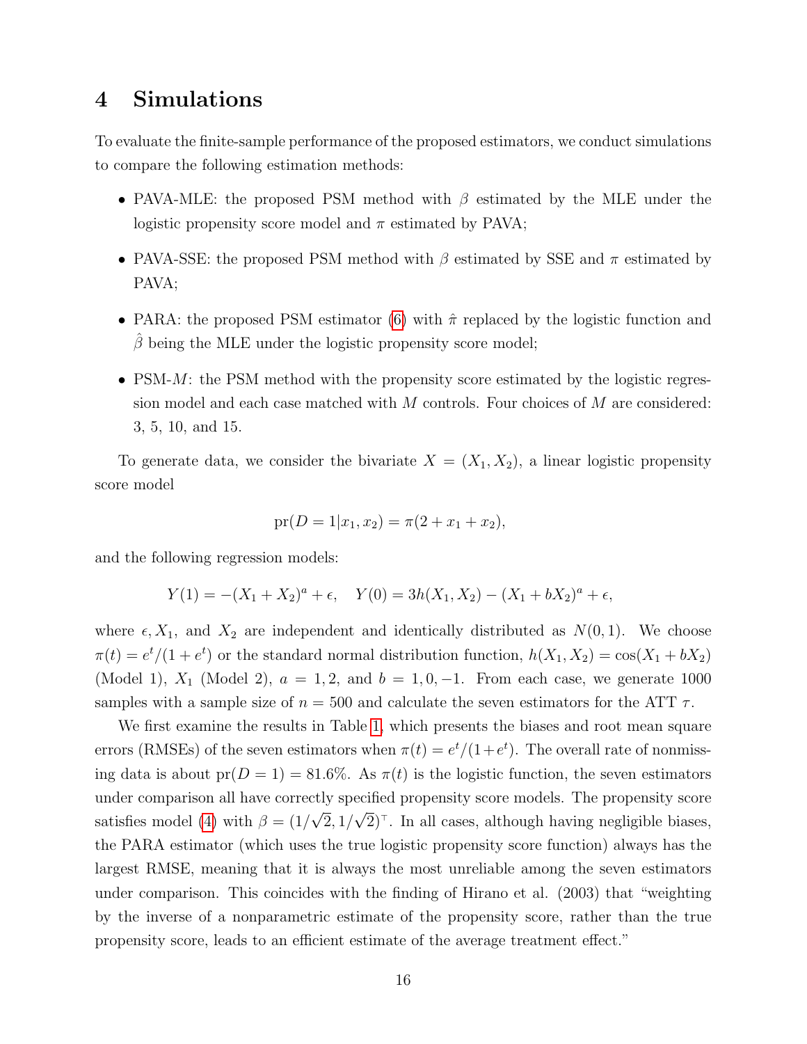# 4 Simulations

To evaluate the finite-sample performance of the proposed estimators, we conduct simulations to compare the following estimation methods:

- PAVA-MLE: the proposed PSM method with $\beta$ estimated by the MLE under the logistic propensity score model and $\pi$ estimated by PAVA;
- PAVA-SSE: the proposed PSM method with $\beta$ estimated by SSE and $\pi$ estimated by PAVA;
- PARA: the proposed PSM estimator (6) with $\hat{\pi}$ replaced by the logistic function and $\hat{\beta}$ being the MLE under the logistic propensity score model;
- PSM-$M$: the PSM method with the propensity score estimated by the logistic regression model and each case matched with $M$ controls. Four choices of $M$ are considered: 3, 5, 10, and 15.

To generate data, we consider the bivariate $X = (X_1, X_2)$, a linear logistic propensity score model

$$\text{pr}(D = 1|x_1, x_2) = \pi(2 + x_1 + x_2),$$

and the following regression models:

$$Y(1) = -(X_1 + X_2)^a + \epsilon, \quad Y(0) = 3h(X_1, X_2) - (X_1 + bX_2)^a + \epsilon,$$

where $\epsilon, X_1$, and $X_2$ are independent and identically distributed as $N(0, 1)$. We choose $\pi(t) = e^t/(1 + e^t)$ or the standard normal distribution function, $h(X_1, X_2) = \cos(X_1 + bX_2)$ (Model 1), $X_1$ (Model 2), $a = 1, 2$, and $b = 1, 0, -1$. From each case, we generate 1000 samples with a sample size of $n = 500$ and calculate the seven estimators for the ATT $\tau$.

We first examine the results in Table 1, which presents the biases and root mean square errors (RMSEs) of the seven estimators when $\pi(t) = e^t/(1+e^t)$. The overall rate of nonmissing data is about $\text{pr}(D = 1) = 81.6\%$. As $\pi(t)$ is the logistic function, the seven estimators under comparison all have correctly specified propensity score models. The propensity score satisfies model (4) with $\beta = (1/\sqrt{2}, 1/\sqrt{2})^\top$. In all cases, although having negligible biases, the PARA estimator (which uses the true logistic propensity score function) always has the largest RMSE, meaning that it is always the most unreliable among the seven estimators under comparison. This coincides with the finding of Hirano et al. (2003) that "weighting by the inverse of a nonparametric estimate of the propensity score, rather than the true propensity score, leads to an efficient estimate of the average treatment effect."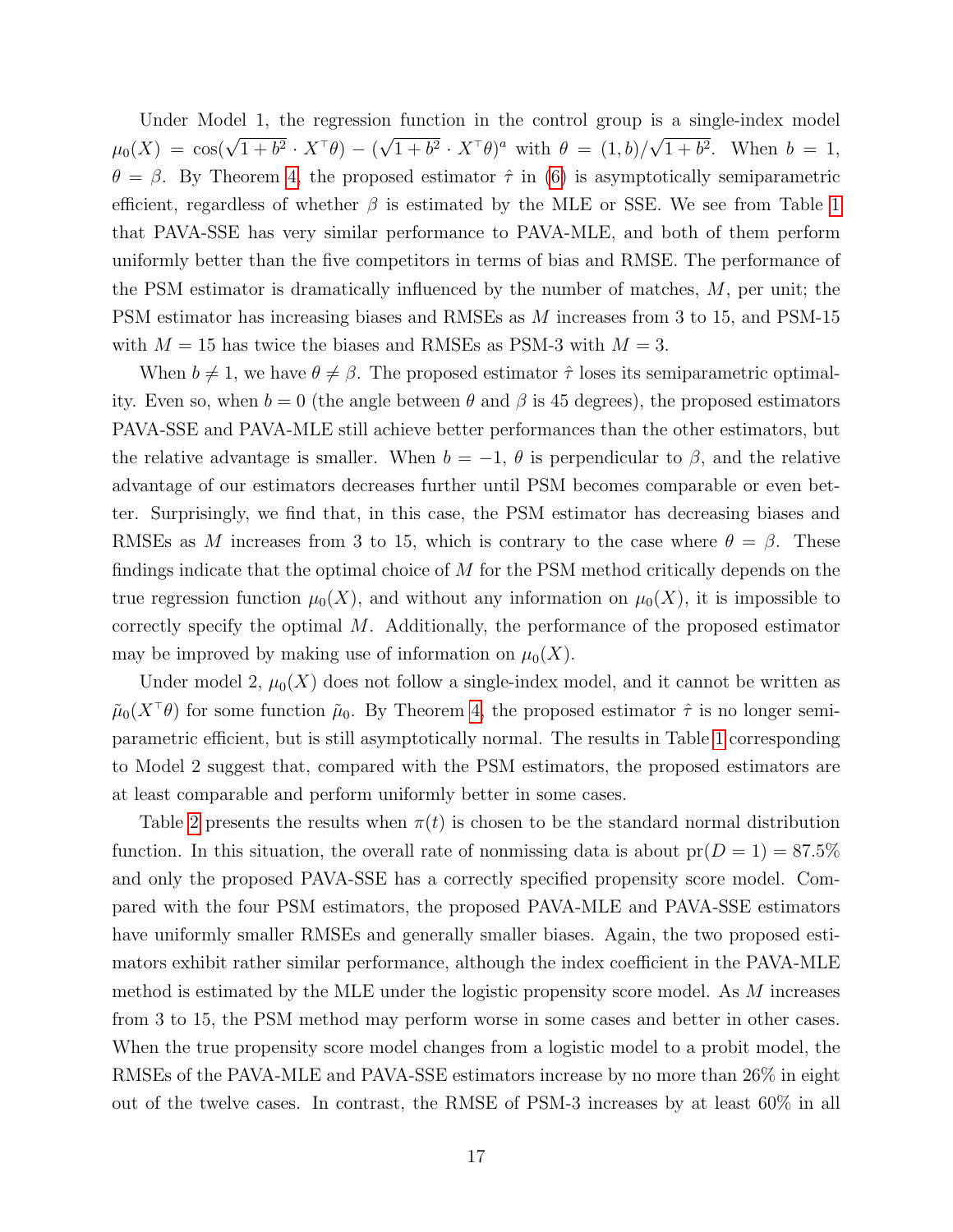Under Model 1, the regression function in the control group is a single-index model $\mu_0(X) = \cos(\sqrt{1+b^2} \cdot X^\top\theta) - (\sqrt{1+b^2} \cdot X^\top\theta)^a$ with $\theta = (1, b)/\sqrt{1+b^2}$. When $b = 1$, $\theta = \beta$. By Theorem 4, the proposed estimator $\hat{\tau}$ in (6) is asymptotically semiparametric efficient, regardless of whether $\beta$ is estimated by the MLE or SSE. We see from Table 1 that PAVA-SSE has very similar performance to PAVA-MLE, and both of them perform uniformly better than the five competitors in terms of bias and RMSE. The performance of the PSM estimator is dramatically influenced by the number of matches, $M$, per unit; the PSM estimator has increasing biases and RMSEs as $M$ increases from 3 to 15, and PSM-15 with $M = 15$ has twice the biases and RMSEs as PSM-3 with $M = 3$.

When $b \neq 1$, we have $\theta \neq \beta$. The proposed estimator $\hat{\tau}$ loses its semiparametric optimality. Even so, when $b = 0$ (the angle between $\theta$ and $\beta$ is 45 degrees), the proposed estimators PAVA-SSE and PAVA-MLE still achieve better performances than the other estimators, but the relative advantage is smaller. When $b = -1$, $\theta$ is perpendicular to $\beta$, and the relative advantage of our estimators decreases further until PSM becomes comparable or even better. Surprisingly, we find that, in this case, the PSM estimator has decreasing biases and RMSEs as $M$ increases from 3 to 15, which is contrary to the case where $\theta = \beta$. These findings indicate that the optimal choice of $M$ for the PSM method critically depends on the true regression function $\mu_0(X)$, and without any information on $\mu_0(X)$, it is impossible to correctly specify the optimal $M$. Additionally, the performance of the proposed estimator may be improved by making use of information on $\mu_0(X)$.

Under model 2, $\mu_0(X)$ does not follow a single-index model, and it cannot be written as $\tilde{\mu}_0(X^\top\theta)$ for some function $\tilde{\mu}_0$. By Theorem 4, the proposed estimator $\hat{\tau}$ is no longer semiparametric efficient, but is still asymptotically normal. The results in Table 1 corresponding to Model 2 suggest that, compared with the PSM estimators, the proposed estimators are at least comparable and perform uniformly better in some cases.

Table 2 presents the results when $\pi(t)$ is chosen to be the standard normal distribution function. In this situation, the overall rate of nonmissing data is about $\text{pr}(D = 1) = 87.5\%$ and only the proposed PAVA-SSE has a correctly specified propensity score model. Compared with the four PSM estimators, the proposed PAVA-MLE and PAVA-SSE estimators have uniformly smaller RMSEs and generally smaller biases. Again, the two proposed estimators exhibit rather similar performance, although the index coefficient in the PAVA-MLE method is estimated by the MLE under the logistic propensity score model. As $M$ increases from 3 to 15, the PSM method may perform worse in some cases and better in other cases. When the true propensity score model changes from a logistic model to a probit model, the RMSEs of the PAVA-MLE and PAVA-SSE estimators increase by no more than 26% in eight out of the twelve cases. In contrast, the RMSE of PSM-3 increases by at least 60% in all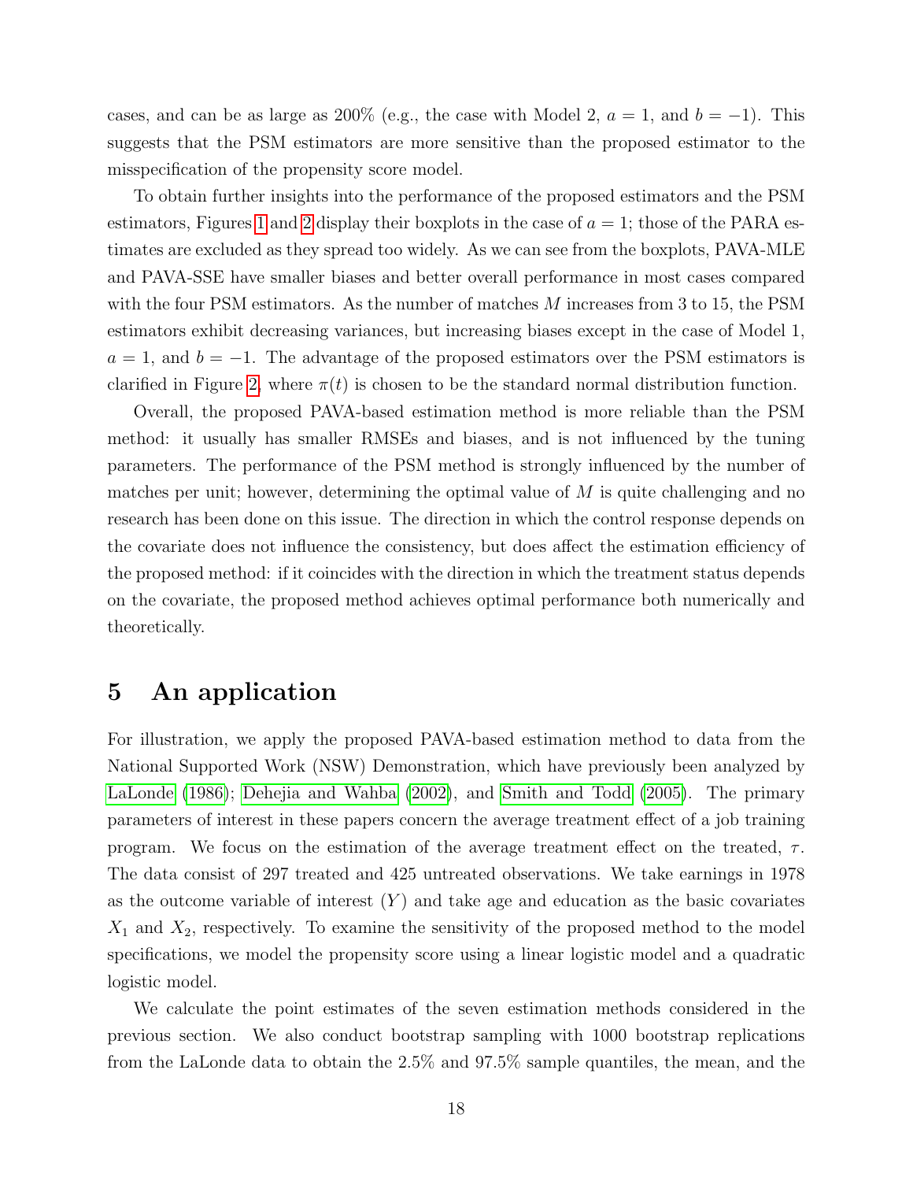cases, and can be as large as 200% (e.g., the case with Model 2, $a = 1$, and $b = -1$). This suggests that the PSM estimators are more sensitive than the proposed estimator to the misspecification of the propensity score model.

To obtain further insights into the performance of the proposed estimators and the PSM estimators, Figures 1 and 2 display their boxplots in the case of $a = 1$; those of the PARA estimates are excluded as they spread too widely. As we can see from the boxplots, PAVA-MLE and PAVA-SSE have smaller biases and better overall performance in most cases compared with the four PSM estimators. As the number of matches $M$ increases from 3 to 15, the PSM estimators exhibit decreasing variances, but increasing biases except in the case of Model 1, $a = 1$, and $b = -1$. The advantage of the proposed estimators over the PSM estimators is clarified in Figure 2, where $\pi(t)$ is chosen to be the standard normal distribution function.

Overall, the proposed PAVA-based estimation method is more reliable than the PSM method: it usually has smaller RMSEs and biases, and is not influenced by the tuning parameters. The performance of the PSM method is strongly influenced by the number of matches per unit; however, determining the optimal value of $M$ is quite challenging and no research has been done on this issue. The direction in which the control response depends on the covariate does not influence the consistency, but does affect the estimation efficiency of the proposed method: if it coincides with the direction in which the treatment status depends on the covariate, the proposed method achieves optimal performance both numerically and theoretically.

# 5 An application

For illustration, we apply the proposed PAVA-based estimation method to data from the National Supported Work (NSW) Demonstration, which have previously been analyzed by LaLonde (1986); Dehejia and Wahba (2002), and Smith and Todd (2005). The primary parameters of interest in these papers concern the average treatment effect of a job training program. We focus on the estimation of the average treatment effect on the treated, $\tau$. The data consist of 297 treated and 425 untreated observations. We take earnings in 1978 as the outcome variable of interest ($Y$) and take age and education as the basic covariates $X_1$ and $X_2$, respectively. To examine the sensitivity of the proposed method to the model specifications, we model the propensity score using a linear logistic model and a quadratic logistic model.

We calculate the point estimates of the seven estimation methods considered in the previous section. We also conduct bootstrap sampling with 1000 bootstrap replications from the LaLonde data to obtain the 2.5% and 97.5% sample quantiles, the mean, and the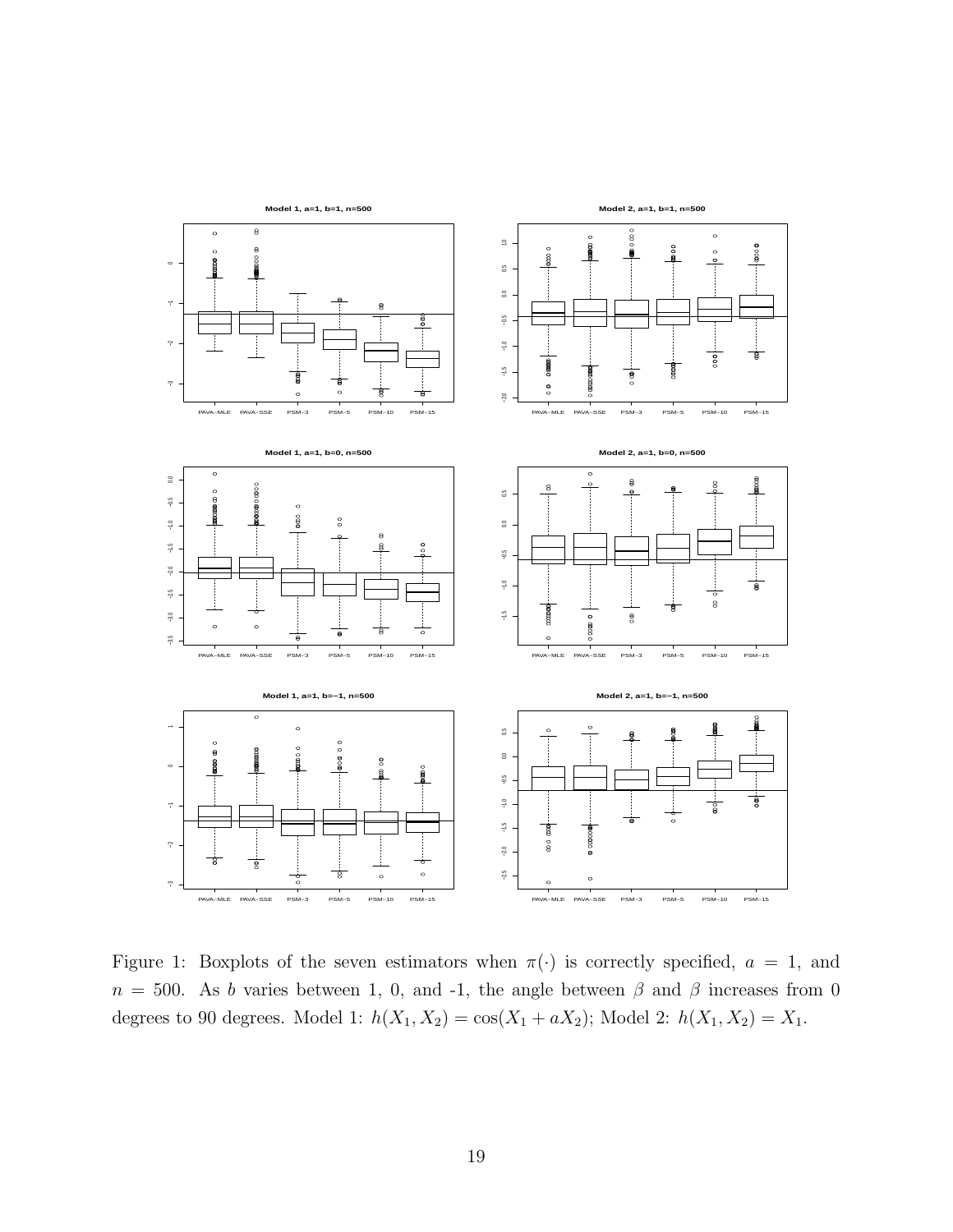Figure 1: Boxplots of the seven estimators when $\pi(\cdot)$ is correctly specified, $a = 1$, and $n = 500$. As $b$ varies between 1, 0, and -1, the angle between $\beta$ and $\beta$ increases from 0 degrees to 90 degrees. Model 1: $h(X_1, X_2) = \cos(X_1 + aX_2)$; Model 2: $h(X_1, X_2) = X_1$.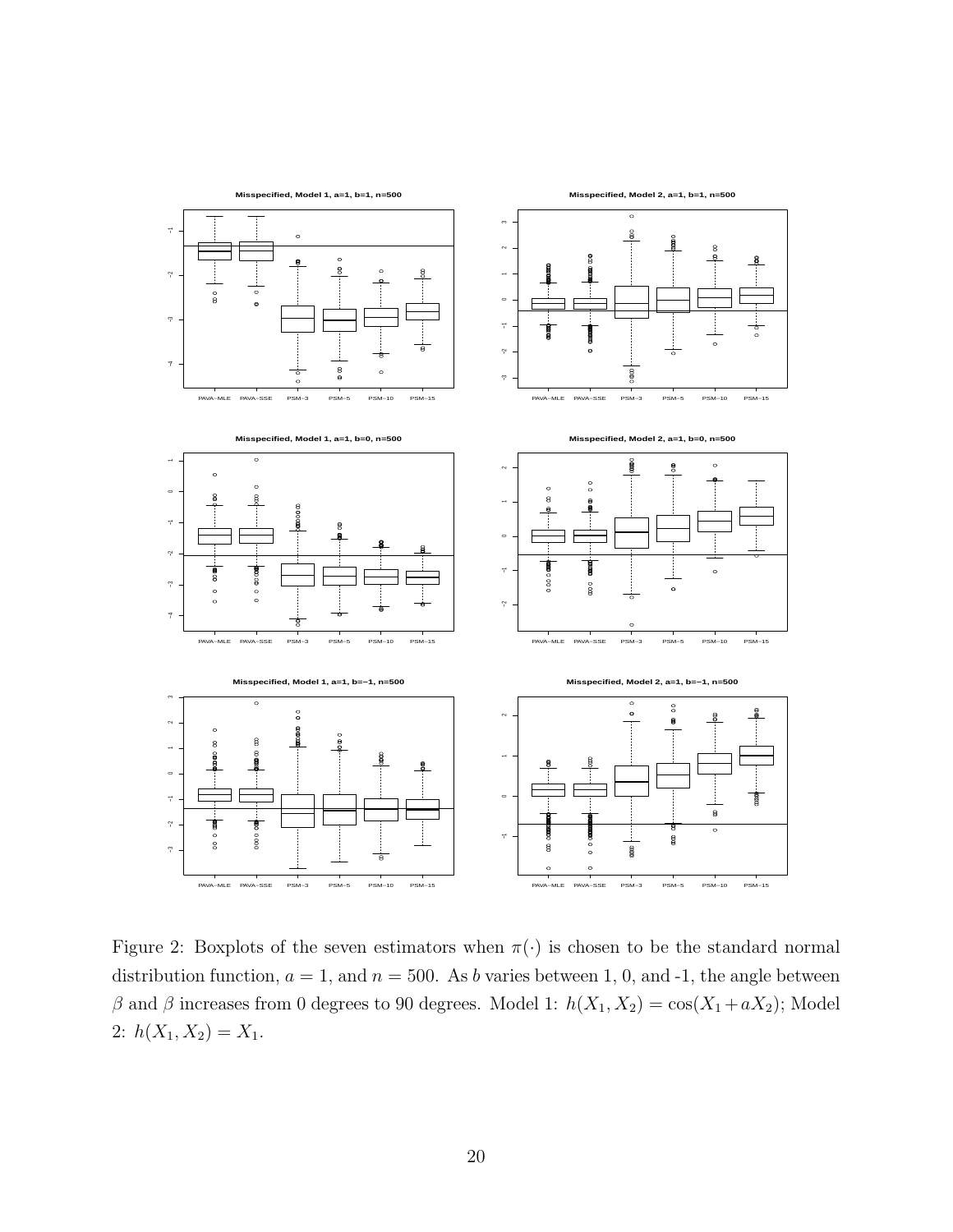Figure 2: Boxplots of the seven estimators when $\pi(\cdot)$ is chosen to be the standard normal distribution function, $a = 1$, and $n = 500$. As $b$ varies between 1, 0, and -1, the angle between $\beta$ and $\beta$ increases from 0 degrees to 90 degrees. Model 1: $h(X_1, X_2) = \cos(X_1 + aX_2)$; Model 2: $h(X_1, X_2) = X_1$.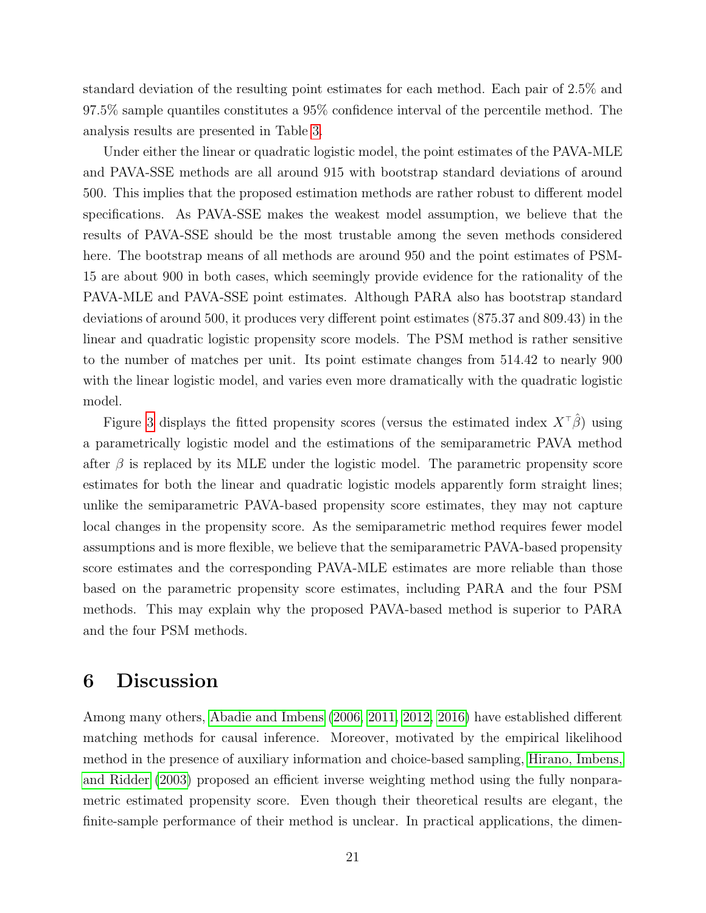standard deviation of the resulting point estimates for each method. Each pair of 2.5% and 97.5% sample quantiles constitutes a 95% confidence interval of the percentile method. The analysis results are presented in Table 3.

Under either the linear or quadratic logistic model, the point estimates of the PAVA-MLE and PAVA-SSE methods are all around 915 with bootstrap standard deviations of around 500. This implies that the proposed estimation methods are rather robust to different model specifications. As PAVA-SSE makes the weakest model assumption, we believe that the results of PAVA-SSE should be the most trustable among the seven methods considered here. The bootstrap means of all methods are around 950 and the point estimates of PSM-15 are about 900 in both cases, which seemingly provide evidence for the rationality of the PAVA-MLE and PAVA-SSE point estimates. Although PARA also has bootstrap standard deviations of around 500, it produces very different point estimates (875.37 and 809.43) in the linear and quadratic logistic propensity score models. The PSM method is rather sensitive to the number of matches per unit. Its point estimate changes from 514.42 to nearly 900 with the linear logistic model, and varies even more dramatically with the quadratic logistic model.

Figure 3 displays the fitted propensity scores (versus the estimated index $X^\top\hat{\beta}$) using a parametrically logistic model and the estimations of the semiparametric PAVA method after $\beta$ is replaced by its MLE under the logistic model. The parametric propensity score estimates for both the linear and quadratic logistic models apparently form straight lines; unlike the semiparametric PAVA-based propensity score estimates, they may not capture local changes in the propensity score. As the semiparametric method requires fewer model assumptions and is more flexible, we believe that the semiparametric PAVA-based propensity score estimates and the corresponding PAVA-MLE estimates are more reliable than those based on the parametric propensity score estimates, including PARA and the four PSM methods. This may explain why the proposed PAVA-based method is superior to PARA and the four PSM methods.

# 6 Discussion

Among many others, Abadie and Imbens (2006, 2011, 2012, 2016) have established different matching methods for causal inference. Moreover, motivated by the empirical likelihood method in the presence of auxiliary information and choice-based sampling, Hirano, Imbens, and Ridder (2003) proposed an efficient inverse weighting method using the fully nonparametric estimated propensity score. Even though their theoretical results are elegant, the finite-sample performance of their method is unclear. In practical applications, the dimen-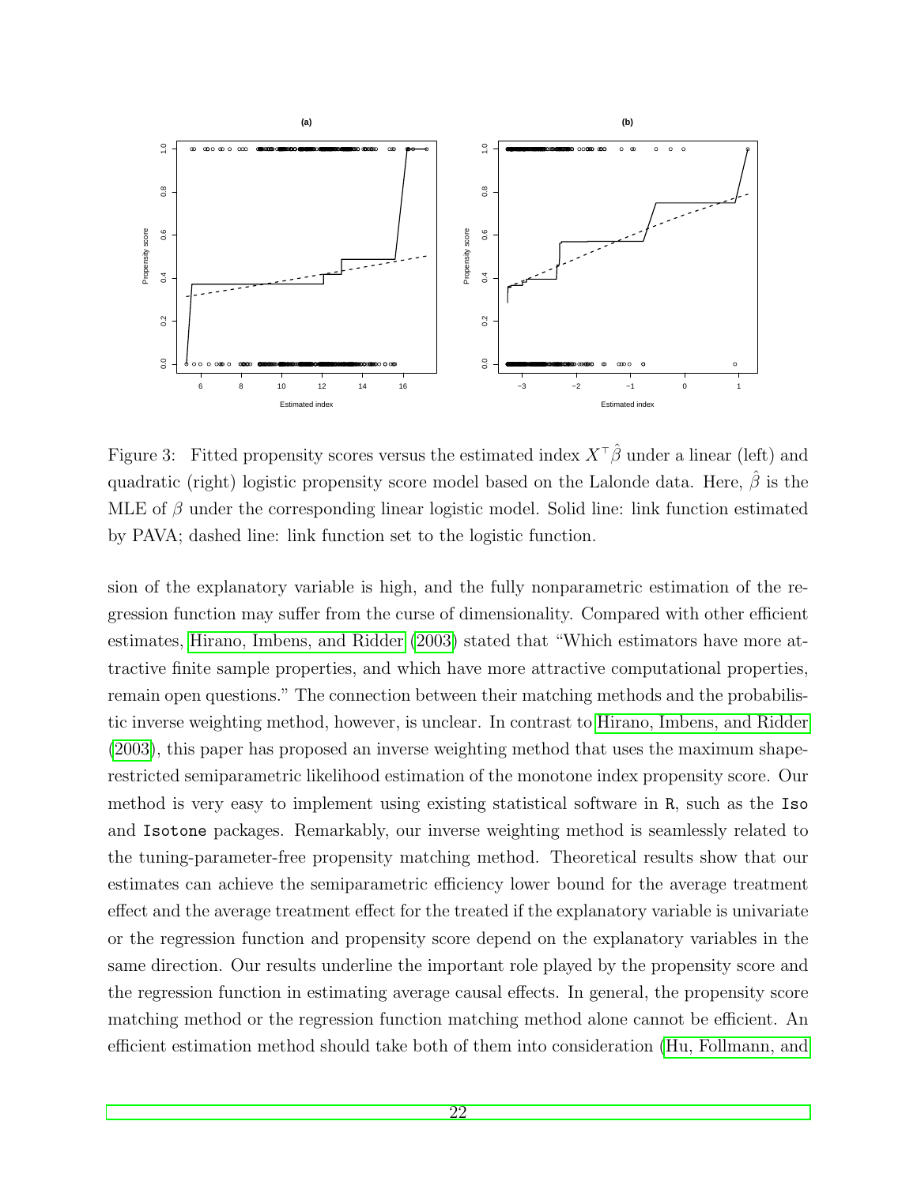Figure 3: Fitted propensity scores versus the estimated index $X^\top\hat{\beta}$ under a linear (left) and quadratic (right) logistic propensity score model based on the Lalonde data. Here, $\hat{\beta}$ is the MLE of $\beta$ under the corresponding linear logistic model. Solid line: link function estimated by PAVA; dashed line: link function set to the logistic function.

sion of the explanatory variable is high, and the fully nonparametric estimation of the regression function may suffer from the curse of dimensionality. Compared with other efficient estimates, Hirano, Imbens, and Ridder (2003) stated that "Which estimators have more attractive finite sample properties, and which have more attractive computational properties, remain open questions." The connection between their matching methods and the probabilistic inverse weighting method, however, is unclear. In contrast to Hirano, Imbens, and Ridder (2003), this paper has proposed an inverse weighting method that uses the maximum shape-restricted semiparametric likelihood estimation of the monotone index propensity score. Our method is very easy to implement using existing statistical software in R, such as the Iso and Isotone packages. Remarkably, our inverse weighting method is seamlessly related to the tuning-parameter-free propensity matching method. Theoretical results show that our estimates can achieve the semiparametric efficiency lower bound for the average treatment effect and the average treatment effect for the treated if the explanatory variable is univariate or the regression function and propensity score depend on the explanatory variables in the same direction. Our results underline the important role played by the propensity score and the regression function in estimating average causal effects. In general, the propensity score matching method or the regression function matching method alone cannot be efficient. An efficient estimation method should take both of them into consideration (Hu, Follmann, and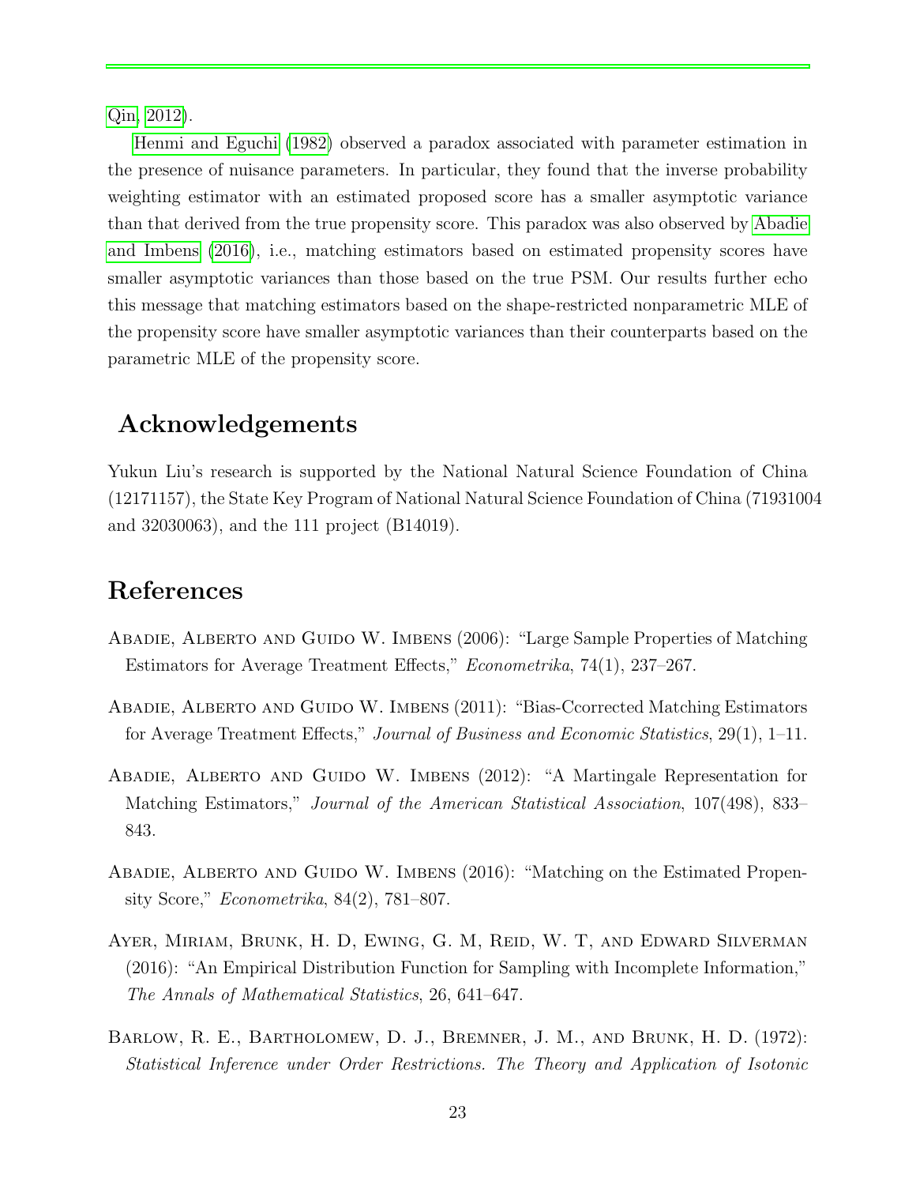Qin, 2012).

Henmi and Eguchi (1982) observed a paradox associated with parameter estimation in the presence of nuisance parameters. In particular, they found that the inverse probability weighting estimator with an estimated proposed score has a smaller asymptotic variance than that derived from the true propensity score. This paradox was also observed by Abadie and Imbens (2016), i.e., matching estimators based on estimated propensity scores have smaller asymptotic variances than those based on the true PSM. Our results further echo this message that matching estimators based on the shape-restricted nonparametric MLE of the propensity score have smaller asymptotic variances than their counterparts based on the parametric MLE of the propensity score.

## Acknowledgements

Yukun Liu's research is supported by the National Natural Science Foundation of China (12171157), the State Key Program of National Natural Science Foundation of China (71931004 and 32030063), and the 111 project (B14019).

## References

Abadie, Alberto and Guido W. Imbens (2006): "Large Sample Properties of Matching Estimators for Average Treatment Effects," *Econometrika*, 74(1), 237–267.

Abadie, Alberto and Guido W. Imbens (2011): "Bias-Ccorrected Matching Estimators for Average Treatment Effects," *Journal of Business and Economic Statistics*, 29(1), 1–11.

Abadie, Alberto and Guido W. Imbens (2012): "A Martingale Representation for Matching Estimators," *Journal of the American Statistical Association*, 107(498), 833–843.

Abadie, Alberto and Guido W. Imbens (2016): "Matching on the Estimated Propensity Score," *Econometrika*, 84(2), 781–807.

Ayer, Miriam, Brunk, H. D, Ewing, G. M, Reid, W. T, and Edward Silverman (2016): "An Empirical Distribution Function for Sampling with Incomplete Information," *The Annals of Mathematical Statistics*, 26, 641–647.

Barlow, R. E., Bartholomew, D. J., Bremner, J. M., and Brunk, H. D. (1972): *Statistical Inference under Order Restrictions. The Theory and Application of Isotonic*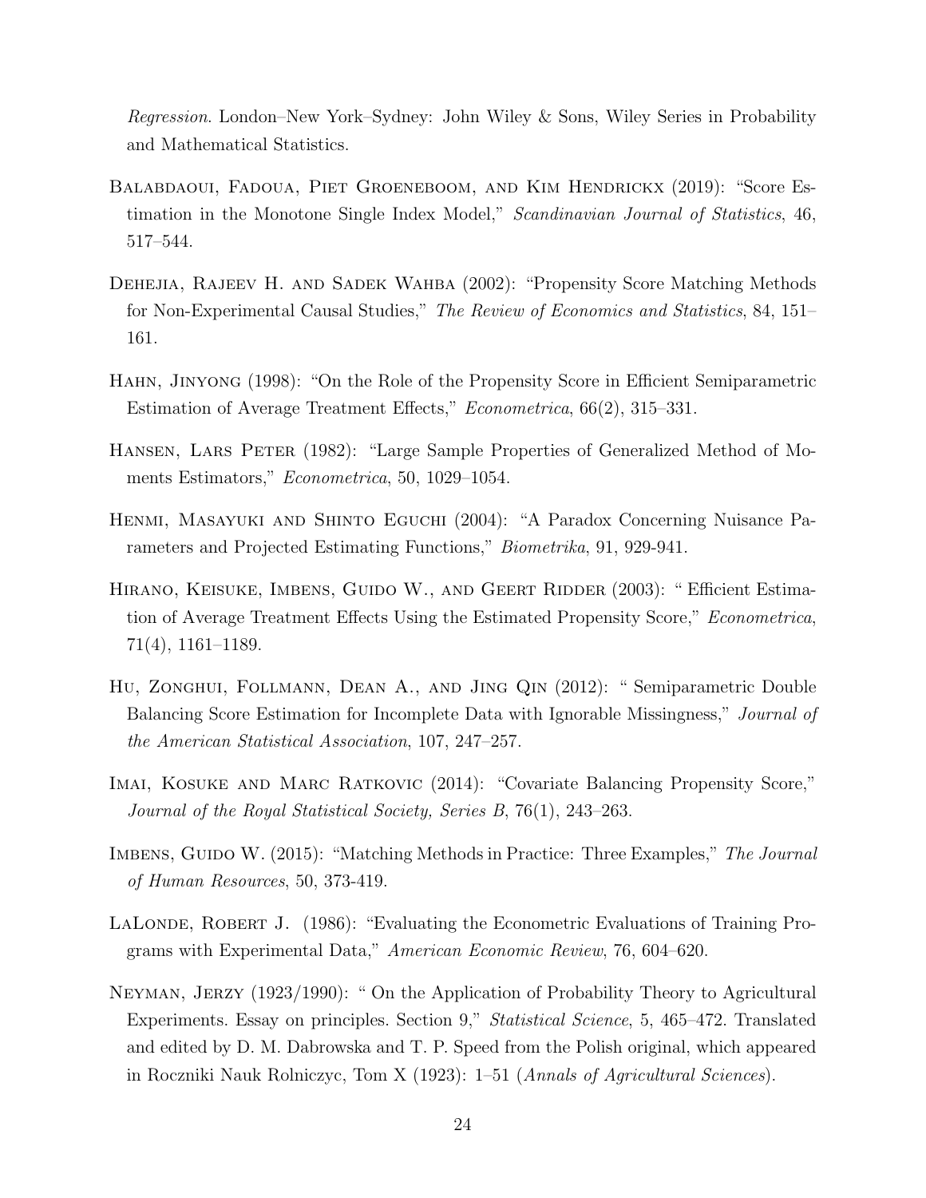*Regression*. London–New York–Sydney: John Wiley & Sons, Wiley Series in Probability and Mathematical Statistics.

Balabdaoui, Fadoua, Piet Groeneboom, and Kim Hendrickx (2019): "Score Estimation in the Monotone Single Index Model," *Scandinavian Journal of Statistics*, 46, 517–544.

Dehejia, Rajeev H. and Sadek Wahba (2002): "Propensity Score Matching Methods for Non-Experimental Causal Studies," *The Review of Economics and Statistics*, 84, 151–161.

Hahn, Jinyong (1998): "On the Role of the Propensity Score in Efficient Semiparametric Estimation of Average Treatment Effects," *Econometrica*, 66(2), 315–331.

Hansen, Lars Peter (1982): "Large Sample Properties of Generalized Method of Moments Estimators," *Econometrica*, 50, 1029–1054.

Henmi, Masayuki and Shinto Eguchi (2004): "A Paradox Concerning Nuisance Parameters and Projected Estimating Functions," *Biometrika*, 91, 929-941.

Hirano, Keisuke, Imbens, Guido W., and Geert Ridder (2003): " Efficient Estimation of Average Treatment Effects Using the Estimated Propensity Score," *Econometrica*, 71(4), 1161–1189.

Hu, Zonghui, Follmann, Dean A., and Jing Qin (2012): " Semiparametric Double Balancing Score Estimation for Incomplete Data with Ignorable Missingness," *Journal of the American Statistical Association*, 107, 247–257.

Imai, Kosuke and Marc Ratkovic (2014): "Covariate Balancing Propensity Score," *Journal of the Royal Statistical Society, Series B*, 76(1), 243–263.

Imbens, Guido W. (2015): "Matching Methods in Practice: Three Examples," *The Journal of Human Resources*, 50, 373-419.

LaLonde, Robert J. (1986): "Evaluating the Econometric Evaluations of Training Programs with Experimental Data," *American Economic Review*, 76, 604–620.

Neyman, Jerzy (1923/1990): " On the Application of Probability Theory to Agricultural Experiments. Essay on principles. Section 9," *Statistical Science*, 5, 465–472. Translated and edited by D. M. Dabrowska and T. P. Speed from the Polish original, which appeared in Roczniki Nauk Rolniczyc, Tom X (1923): 1–51 (*Annals of Agricultural Sciences*).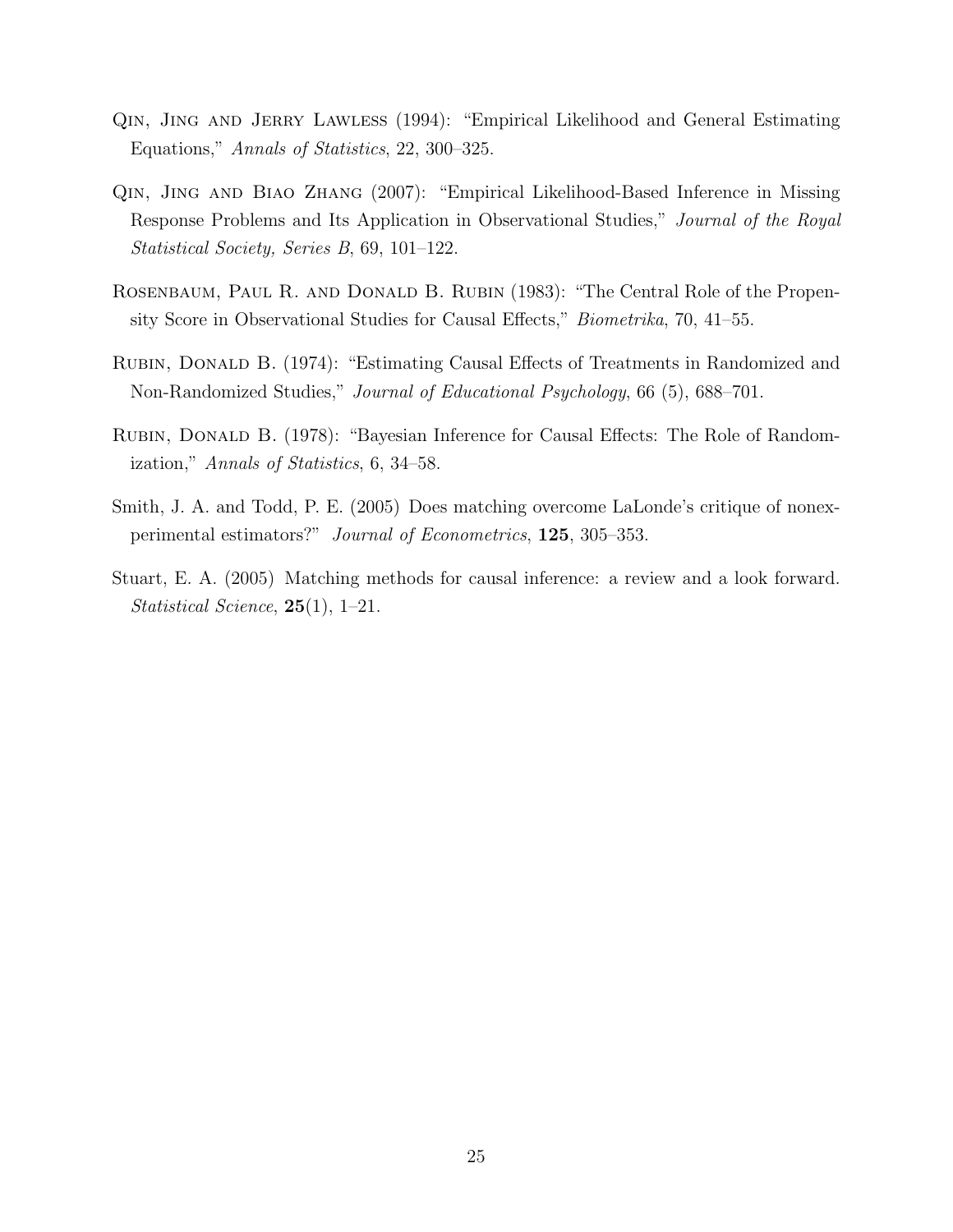Qin, Jing and Jerry Lawless (1994): "Empirical Likelihood and General Estimating Equations," *Annals of Statistics*, 22, 300–325.

Qin, Jing and Biao Zhang (2007): "Empirical Likelihood-Based Inference in Missing Response Problems and Its Application in Observational Studies," *Journal of the Royal Statistical Society, Series B*, 69, 101–122.

Rosenbaum, Paul R. and Donald B. Rubin (1983): "The Central Role of the Propensity Score in Observational Studies for Causal Effects," *Biometrika*, 70, 41–55.

Rubin, Donald B. (1974): "Estimating Causal Effects of Treatments in Randomized and Non-Randomized Studies," *Journal of Educational Psychology*, 66 (5), 688–701.

Rubin, Donald B. (1978): "Bayesian Inference for Causal Effects: The Role of Randomization," *Annals of Statistics*, 6, 34–58.

Smith, J. A. and Todd, P. E. (2005) Does matching overcome LaLonde's critique of nonexperimental estimators?" *Journal of Econometrics*, **125**, 305–353.

Stuart, E. A. (2005) Matching methods for causal inference: a review and a look forward. *Statistical Science*, **25**(1), 1–21.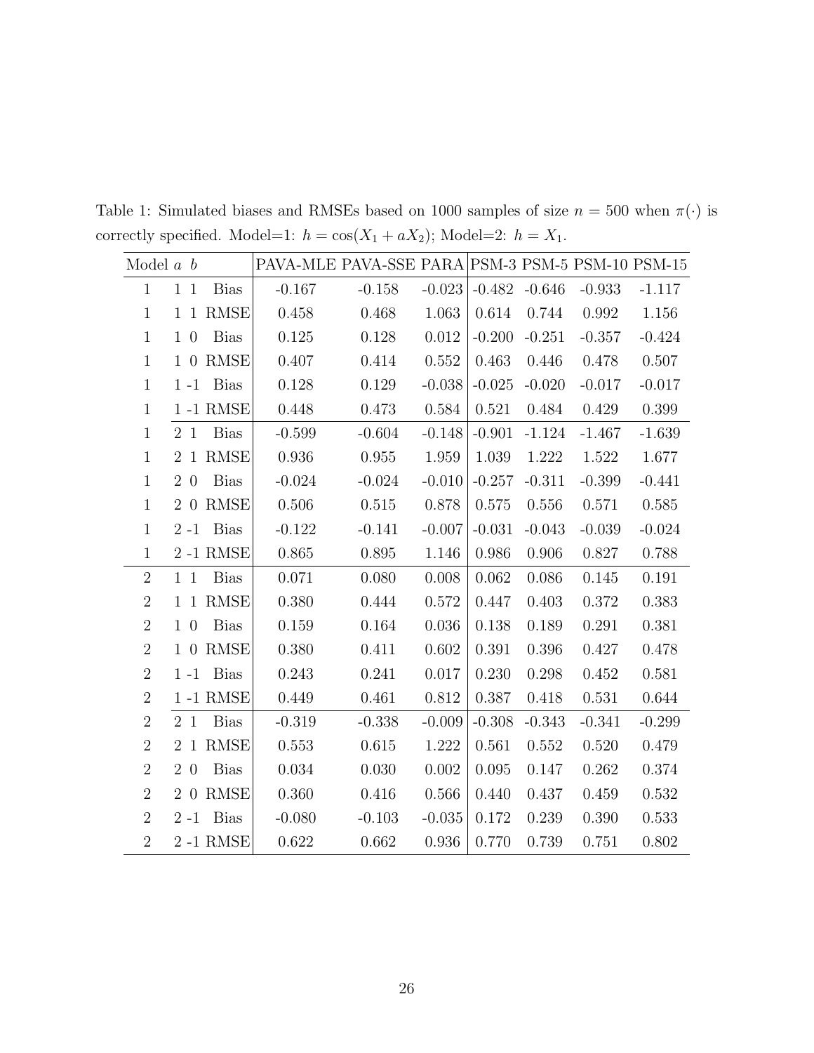Table 1: Simulated biases and RMSEs based on 1000 samples of size $n = 500$ when $\pi(\cdot)$ is correctly specified. Model=1: $h = \cos(X_1 + aX_2)$; Model=2: $h = X_1$.

| Model | $a$ | $b$ | | PAVA-MLE | PAVA-SSE | PARA | PSM-3 | PSM-5 | PSM-10 | PSM-15 |
|---|---|---|---|---|---|---|---|---|---|---|
| 1 | 1 | 1 | Bias | -0.167 | -0.158 | -0.023 | -0.482 | -0.646 | -0.933 | -1.117 |
| 1 | 1 | 1 | RMSE | 0.458 | 0.468 | 1.063 | 0.614 | 0.744 | 0.992 | 1.156 |
| 1 | 1 | 0 | Bias | 0.125 | 0.128 | 0.012 | -0.200 | -0.251 | -0.357 | -0.424 |
| 1 | 1 | 0 | RMSE | 0.407 | 0.414 | 0.552 | 0.463 | 0.446 | 0.478 | 0.507 |
| 1 | 1 | -1 | Bias | 0.128 | 0.129 | -0.038 | -0.025 | -0.020 | -0.017 | -0.017 |
| 1 | 1 | -1 | RMSE | 0.448 | 0.473 | 0.584 | 0.521 | 0.484 | 0.429 | 0.399 |
| 1 | 2 | 1 | Bias | -0.599 | -0.604 | -0.148 | -0.901 | -1.124 | -1.467 | -1.639 |
| 1 | 2 | 1 | RMSE | 0.936 | 0.955 | 1.959 | 1.039 | 1.222 | 1.522 | 1.677 |
| 1 | 2 | 0 | Bias | -0.024 | -0.024 | -0.010 | -0.257 | -0.311 | -0.399 | -0.441 |
| 1 | 2 | 0 | RMSE | 0.506 | 0.515 | 0.878 | 0.575 | 0.556 | 0.571 | 0.585 |
| 1 | 2 | -1 | Bias | -0.122 | -0.141 | -0.007 | -0.031 | -0.043 | -0.039 | -0.024 |
| 1 | 2 | -1 | RMSE | 0.865 | 0.895 | 1.146 | 0.986 | 0.906 | 0.827 | 0.788 |
| 2 | 1 | 1 | Bias | 0.071 | 0.080 | 0.008 | 0.062 | 0.086 | 0.145 | 0.191 |
| 2 | 1 | 1 | RMSE | 0.380 | 0.444 | 0.572 | 0.447 | 0.403 | 0.372 | 0.383 |
| 2 | 1 | 0 | Bias | 0.159 | 0.164 | 0.036 | 0.138 | 0.189 | 0.291 | 0.381 |
| 2 | 1 | 0 | RMSE | 0.380 | 0.411 | 0.602 | 0.391 | 0.396 | 0.427 | 0.478 |
| 2 | 1 | -1 | Bias | 0.243 | 0.241 | 0.017 | 0.230 | 0.298 | 0.452 | 0.581 |
| 2 | 1 | -1 | RMSE | 0.449 | 0.461 | 0.812 | 0.387 | 0.418 | 0.531 | 0.644 |
| 2 | 2 | 1 | Bias | -0.319 | -0.338 | -0.009 | -0.308 | -0.343 | -0.341 | -0.299 |
| 2 | 2 | 1 | RMSE | 0.553 | 0.615 | 1.222 | 0.561 | 0.552 | 0.520 | 0.479 |
| 2 | 2 | 0 | Bias | 0.034 | 0.030 | 0.002 | 0.095 | 0.147 | 0.262 | 0.374 |
| 2 | 2 | 0 | RMSE | 0.360 | 0.416 | 0.566 | 0.440 | 0.437 | 0.459 | 0.532 |
| 2 | 2 | -1 | Bias | -0.080 | -0.103 | -0.035 | 0.172 | 0.239 | 0.390 | 0.533 |
| 2 | 2 | -1 | RMSE | 0.622 | 0.662 | 0.936 | 0.770 | 0.739 | 0.751 | 0.802 |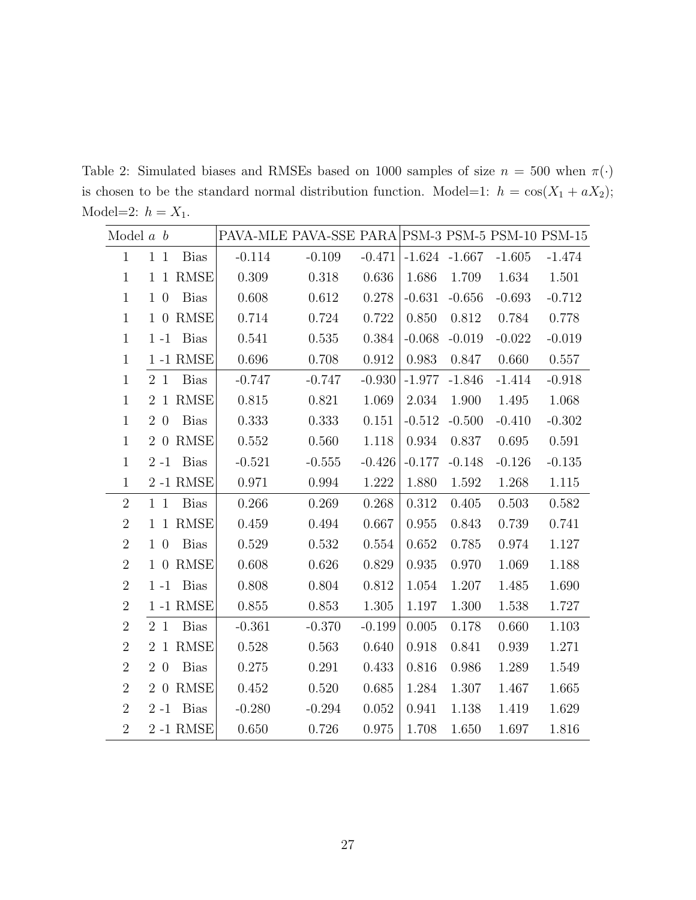Table 2: Simulated biases and RMSEs based on 1000 samples of size $n = 500$ when $\pi(\cdot)$ is chosen to be the standard normal distribution function. Model=1: $h = \cos(X_1 + aX_2)$; Model=2: $h = X_1$.

| Model | $a$ | $b$ | | PAVA-MLE | PAVA-SSE | PARA | PSM-3 | PSM-5 | PSM-10 | PSM-15 |
|---|---|---|---|---|---|---|---|---|---|---|
| 1 | 1 | 1 | Bias | -0.114 | -0.109 | -0.471 | -1.624 | -1.667 | -1.605 | -1.474 |
| 1 | 1 | 1 | RMSE | 0.309 | 0.318 | 0.636 | 1.686 | 1.709 | 1.634 | 1.501 |
| 1 | 1 | 0 | Bias | 0.608 | 0.612 | 0.278 | -0.631 | -0.656 | -0.693 | -0.712 |
| 1 | 1 | 0 | RMSE | 0.714 | 0.724 | 0.722 | 0.850 | 0.812 | 0.784 | 0.778 |
| 1 | 1 | -1 | Bias | 0.541 | 0.535 | 0.384 | -0.068 | -0.019 | -0.022 | -0.019 |
| 1 | 1 | -1 | RMSE | 0.696 | 0.708 | 0.912 | 0.983 | 0.847 | 0.660 | 0.557 |
| 1 | 2 | 1 | Bias | -0.747 | -0.747 | -0.930 | -1.977 | -1.846 | -1.414 | -0.918 |
| 1 | 2 | 1 | RMSE | 0.815 | 0.821 | 1.069 | 2.034 | 1.900 | 1.495 | 1.068 |
| 1 | 2 | 0 | Bias | 0.333 | 0.333 | 0.151 | -0.512 | -0.500 | -0.410 | -0.302 |
| 1 | 2 | 0 | RMSE | 0.552 | 0.560 | 1.118 | 0.934 | 0.837 | 0.695 | 0.591 |
| 1 | 2 | -1 | Bias | -0.521 | -0.555 | -0.426 | -0.177 | -0.148 | -0.126 | -0.135 |
| 1 | 2 | -1 | RMSE | 0.971 | 0.994 | 1.222 | 1.880 | 1.592 | 1.268 | 1.115 |
| 2 | 1 | 1 | Bias | 0.266 | 0.269 | 0.268 | 0.312 | 0.405 | 0.503 | 0.582 |
| 2 | 1 | 1 | RMSE | 0.459 | 0.494 | 0.667 | 0.955 | 0.843 | 0.739 | 0.741 |
| 2 | 1 | 0 | Bias | 0.529 | 0.532 | 0.554 | 0.652 | 0.785 | 0.974 | 1.127 |
| 2 | 1 | 0 | RMSE | 0.608 | 0.626 | 0.829 | 0.935 | 0.970 | 1.069 | 1.188 |
| 2 | 1 | -1 | Bias | 0.808 | 0.804 | 0.812 | 1.054 | 1.207 | 1.485 | 1.690 |
| 2 | 1 | -1 | RMSE | 0.855 | 0.853 | 1.305 | 1.197 | 1.300 | 1.538 | 1.727 |
| 2 | 2 | 1 | Bias | -0.361 | -0.370 | -0.199 | 0.005 | 0.178 | 0.660 | 1.103 |
| 2 | 2 | 1 | RMSE | 0.528 | 0.563 | 0.640 | 0.918 | 0.841 | 0.939 | 1.271 |
| 2 | 2 | 0 | Bias | 0.275 | 0.291 | 0.433 | 0.816 | 0.986 | 1.289 | 1.549 |
| 2 | 2 | 0 | RMSE | 0.452 | 0.520 | 0.685 | 1.284 | 1.307 | 1.467 | 1.665 |
| 2 | 2 | -1 | Bias | -0.280 | -0.294 | 0.052 | 0.941 | 1.138 | 1.419 | 1.629 |
| 2 | 2 | -1 | RMSE | 0.650 | 0.726 | 0.975 | 1.708 | 1.650 | 1.697 | 1.816 |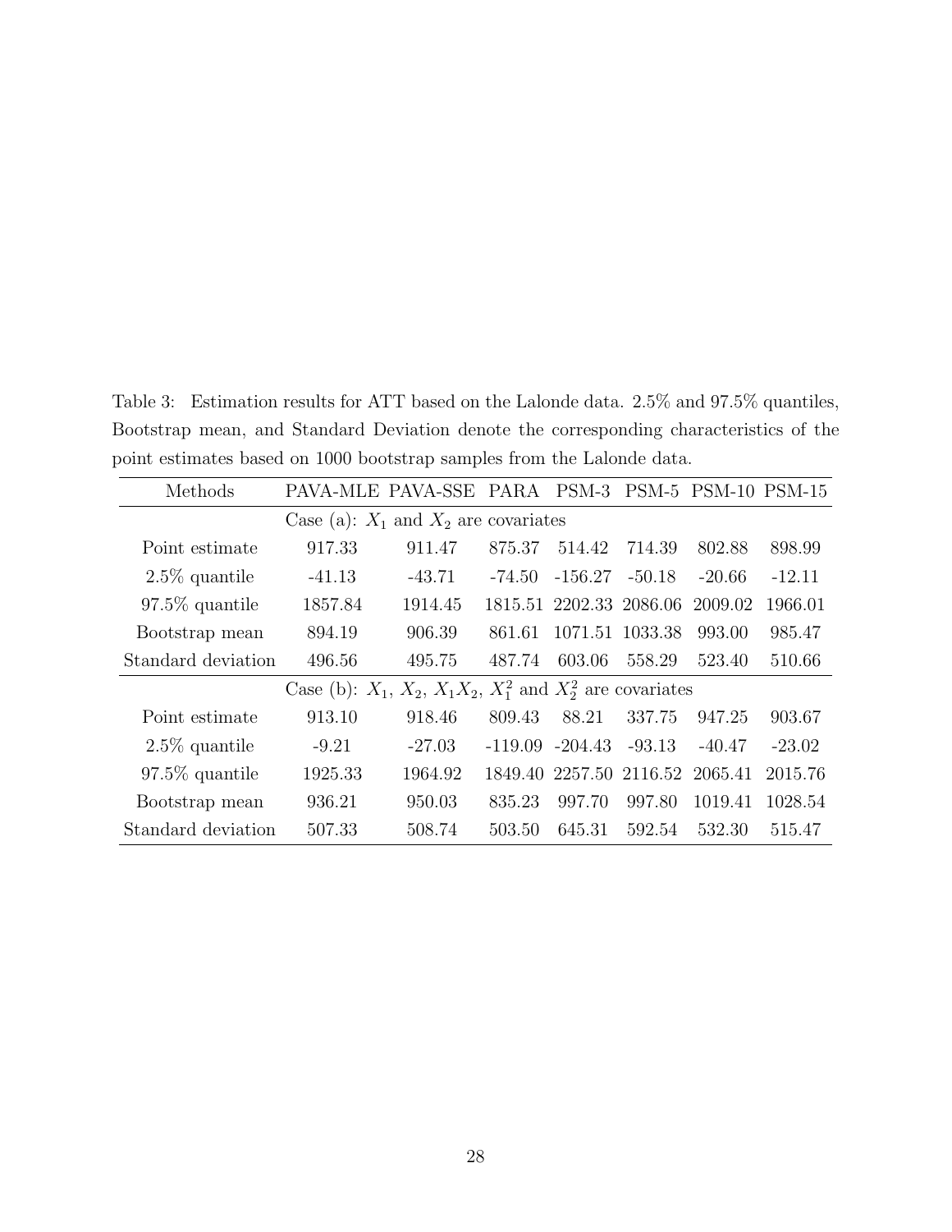Table 3: Estimation results for ATT based on the Lalonde data. 2.5% and 97.5% quantiles, Bootstrap mean, and Standard Deviation denote the corresponding characteristics of the point estimates based on 1000 bootstrap samples from the Lalonde data.

| Methods | PAVA-MLE | PAVA-SSE | PARA | PSM-3 | PSM-5 | PSM-10 | PSM-15 |
|---|---|---|---|---|---|---|---|
| Case (a): $X_1$ and $X_2$ are covariates | | | | | | | |
| Point estimate | 917.33 | 911.47 | 875.37 | 514.42 | 714.39 | 802.88 | 898.99 |
| 2.5% quantile | -41.13 | -43.71 | -74.50 | -156.27 | -50.18 | -20.66 | -12.11 |
| 97.5% quantile | 1857.84 | 1914.45 | 1815.51 | 2202.33 | 2086.06 | 2009.02 | 1966.01 |
| Bootstrap mean | 894.19 | 906.39 | 861.61 | 1071.51 | 1033.38 | 993.00 | 985.47 |
| Standard deviation | 496.56 | 495.75 | 487.74 | 603.06 | 558.29 | 523.40 | 510.66 |
| Case (b): $X_1$, $X_2$, $X_1X_2$, $X_1^2$ and $X_2^2$ are covariates | | | | | | | |
| Point estimate | 913.10 | 918.46 | 809.43 | 88.21 | 337.75 | 947.25 | 903.67 |
| 2.5% quantile | -9.21 | -27.03 | -119.09 | -204.43 | -93.13 | -40.47 | -23.02 |
| 97.5% quantile | 1925.33 | 1964.92 | 1849.40 | 2257.50 | 2116.52 | 2065.41 | 2015.76 |
| Bootstrap mean | 936.21 | 950.03 | 835.23 | 997.70 | 997.80 | 1019.41 | 1028.54 |
| Standard deviation | 507.33 | 508.74 | 503.50 | 645.31 | 592.54 | 532.30 | 515.47 |